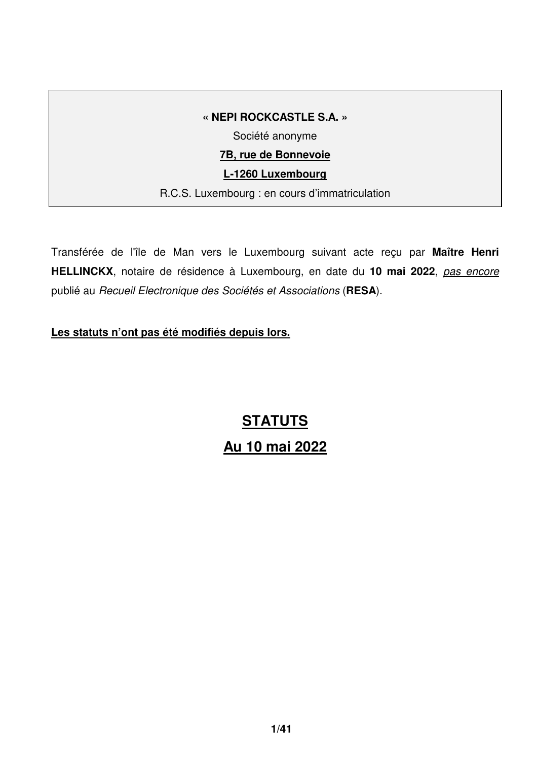**« NEPI ROCKCASTLE S.A. »**

Société anonyme

**7B, rue de Bonnevoie**

**L-1260 Luxembourg**

R.C.S. Luxembourg : en cours d'immatriculation

Transférée de l'île de Man vers le Luxembourg suivant acte reçu par **Maître Henri HELLINCKX**, notaire de résidence à Luxembourg, en date du **10 mai 2022**, *pas encore* publié au *Recueil Electronique des Sociétés et Associations* (**RESA**).

**Les statuts n'ont pas été modifiés depuis lors.**

# STATUTS

# Au 10 mai 2022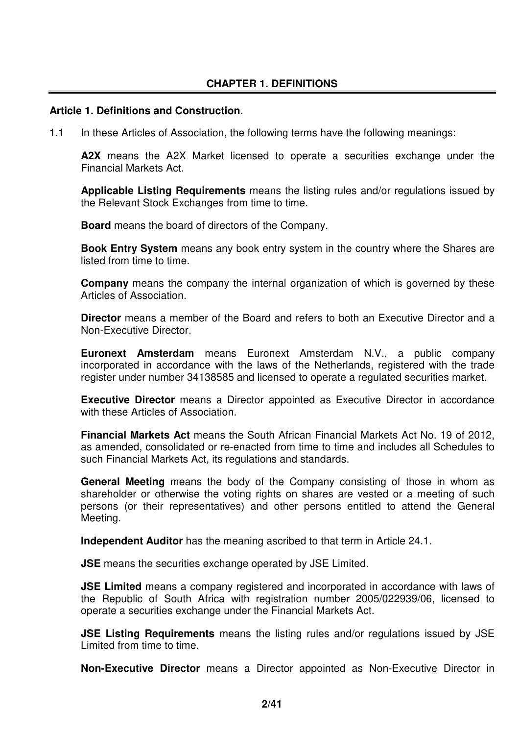## CHAPTER 1. DEFINITIONS

**Article 1. Definitions and Construction.**

1.1 In these Articles of Association, the following terms have the following meanings:

**A2X** means the A2X Market licensed to operate a securities exchange under the Financial Markets Act.

**Applicable Listing Requirements** means the listing rules and/or regulations issued by the Relevant Stock Exchanges from time to time.

**Board** means the board of directors of the Company.

**Book Entry System** means any book entry system in the country where the Shares are listed from time to time.

**Company** means the company the internal organization of which is governed by these Articles of Association.

**Director** means a member of the Board and refers to both an Executive Director and a Non-Executive Director.

**Euronext Amsterdam** means Euronext Amsterdam N.V., a public company incorporated in accordance with the laws of the Netherlands, registered with the trade register under number 34138585 and licensed to operate a regulated securities market.

**Executive Director** means a Director appointed as Executive Director in accordance with these Articles of Association.

**Financial Markets Act** means the South African Financial Markets Act No. 19 of 2012, as amended, consolidated or re-enacted from time to time and includes all Schedules to such Financial Markets Act, its regulations and standards.

**General Meeting** means the body of the Company consisting of those in whom as shareholder or otherwise the voting rights on shares are vested or a meeting of such persons (or their representatives) and other persons entitled to attend the General Meeting.

**Independent Auditor** has the meaning ascribed to that term in Article 24.1.

**JSE** means the securities exchange operated by JSE Limited.

**JSE Limited** means a company registered and incorporated in accordance with laws of the Republic of South Africa with registration number 2005/022939/06, licensed to operate a securities exchange under the Financial Markets Act.

**JSE Listing Requirements** means the listing rules and/or regulations issued by JSE Limited from time to time.

**Non-Executive Director** means a Director appointed as Non-Executive Director in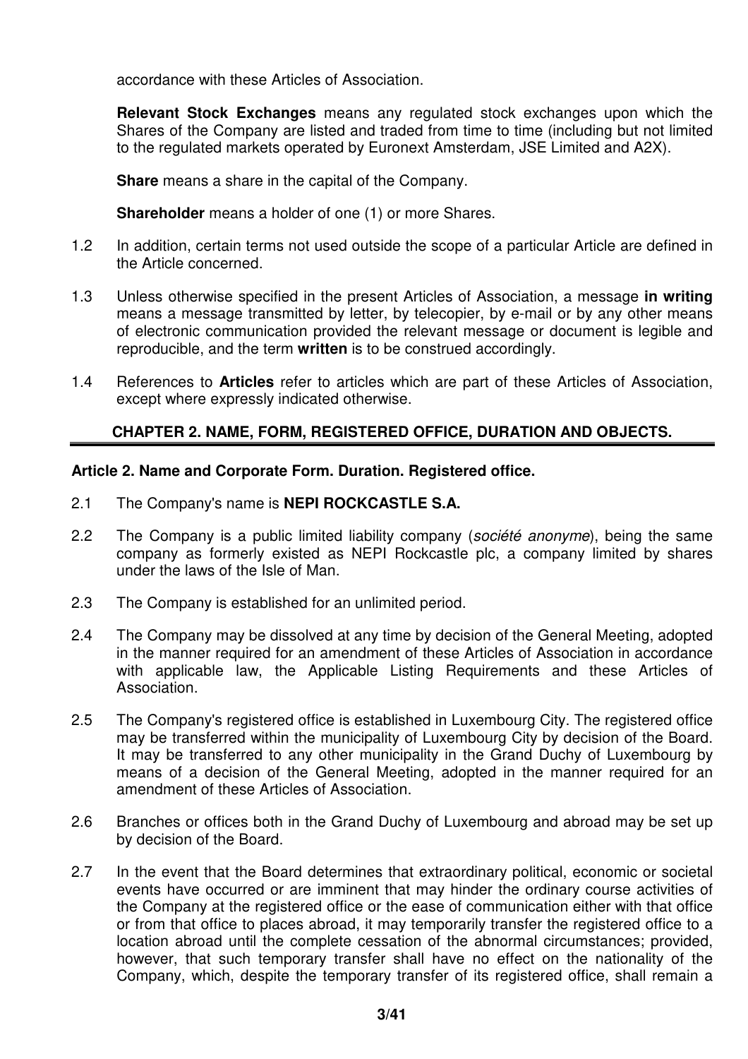accordance with these Articles of Association.

**Relevant Stock Exchanges** means any regulated stock exchanges upon which the Shares of the Company are listed and traded from time to time (including but not limited to the regulated markets operated by Euronext Amsterdam, JSE Limited and A2X).

**Share** means a share in the capital of the Company.

**Shareholder** means a holder of one (1) or more Shares.

1.2 In addition, certain terms not used outside the scope of a particular Article are defined in the Article concerned.

1.3 Unless otherwise specified in the present Articles of Association, a message **in writing** means a message transmitted by letter, by telecopier, by e-mail or by any other means of electronic communication provided the relevant message or document is legible and reproducible, and the term **written** is to be construed accordingly.

1.4 References to **Articles** refer to articles which are part of these Articles of Association, except where expressly indicated otherwise.

## CHAPTER 2. NAME, FORM, REGISTERED OFFICE, DURATION AND OBJECTS.

### Article 2. Name and Corporate Form. Duration. Registered office.

2.1 The Company's name is **NEPI ROCKCASTLE S.A.**

2.2 The Company is a public limited liability company (*société anonyme*), being the same company as formerly existed as NEPI Rockcastle plc, a company limited by shares under the laws of the Isle of Man.

2.3 The Company is established for an unlimited period.

2.4 The Company may be dissolved at any time by decision of the General Meeting, adopted in the manner required for an amendment of these Articles of Association in accordance with applicable law, the Applicable Listing Requirements and these Articles of Association.

2.5 The Company's registered office is established in Luxembourg City. The registered office may be transferred within the municipality of Luxembourg City by decision of the Board. It may be transferred to any other municipality in the Grand Duchy of Luxembourg by means of a decision of the General Meeting, adopted in the manner required for an amendment of these Articles of Association.

2.6 Branches or offices both in the Grand Duchy of Luxembourg and abroad may be set up by decision of the Board.

2.7 In the event that the Board determines that extraordinary political, economic or societal events have occurred or are imminent that may hinder the ordinary course activities of the Company at the registered office or the ease of communication either with that office or from that office to places abroad, it may temporarily transfer the registered office to a location abroad until the complete cessation of the abnormal circumstances; provided, however, that such temporary transfer shall have no effect on the nationality of the Company, which, despite the temporary transfer of its registered office, shall remain a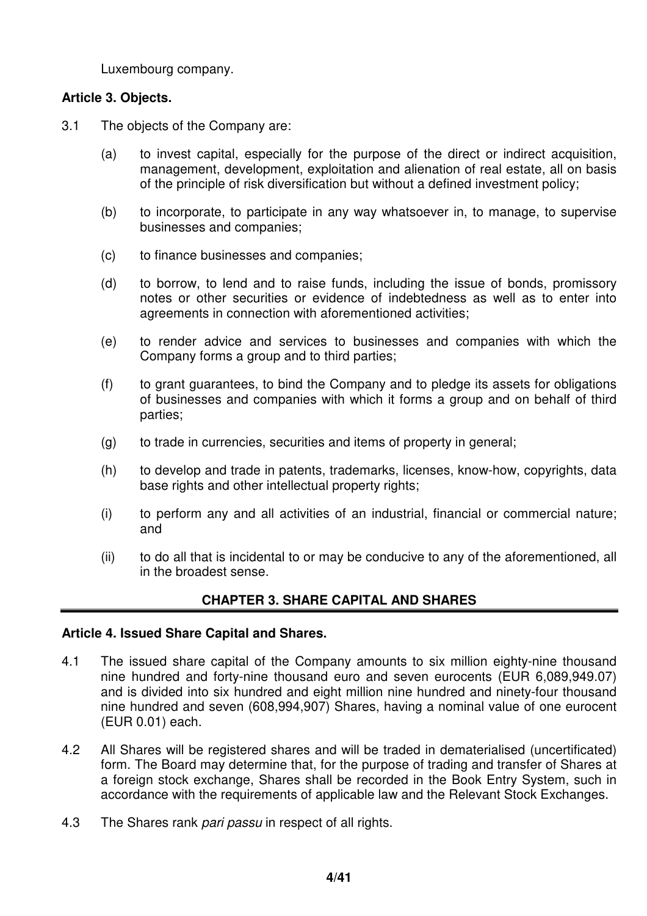Luxembourg company.

**Article 3. Objects.**

3.1 The objects of the Company are:

(a) to invest capital, especially for the purpose of the direct or indirect acquisition, management, development, exploitation and alienation of real estate, all on basis of the principle of risk diversification but without a defined investment policy;

(b) to incorporate, to participate in any way whatsoever in, to manage, to supervise businesses and companies;

(c) to finance businesses and companies;

(d) to borrow, to lend and to raise funds, including the issue of bonds, promissory notes or other securities or evidence of indebtedness as well as to enter into agreements in connection with aforementioned activities;

(e) to render advice and services to businesses and companies with which the Company forms a group and to third parties;

(f) to grant guarantees, to bind the Company and to pledge its assets for obligations of businesses and companies with which it forms a group and on behalf of third parties;

(g) to trade in currencies, securities and items of property in general;

(h) to develop and trade in patents, trademarks, licenses, know-how, copyrights, data base rights and other intellectual property rights;

(i) to perform any and all activities of an industrial, financial or commercial nature; and

(ii) to do all that is incidental to or may be conducive to any of the aforementioned, all in the broadest sense.

## CHAPTER 3. SHARE CAPITAL AND SHARES

**Article 4. Issued Share Capital and Shares.**

4.1 The issued share capital of the Company amounts to six million eighty-nine thousand nine hundred and forty-nine thousand euro and seven eurocents (EUR 6,089,949.07) and is divided into six hundred and eight million nine hundred and ninety-four thousand nine hundred and seven (608,994,907) Shares, having a nominal value of one eurocent (EUR 0.01) each.

4.2 All Shares will be registered shares and will be traded in dematerialised (uncertificated) form. The Board may determine that, for the purpose of trading and transfer of Shares at a foreign stock exchange, Shares shall be recorded in the Book Entry System, such in accordance with the requirements of applicable law and the Relevant Stock Exchanges.

4.3 The Shares rank *pari passu* in respect of all rights.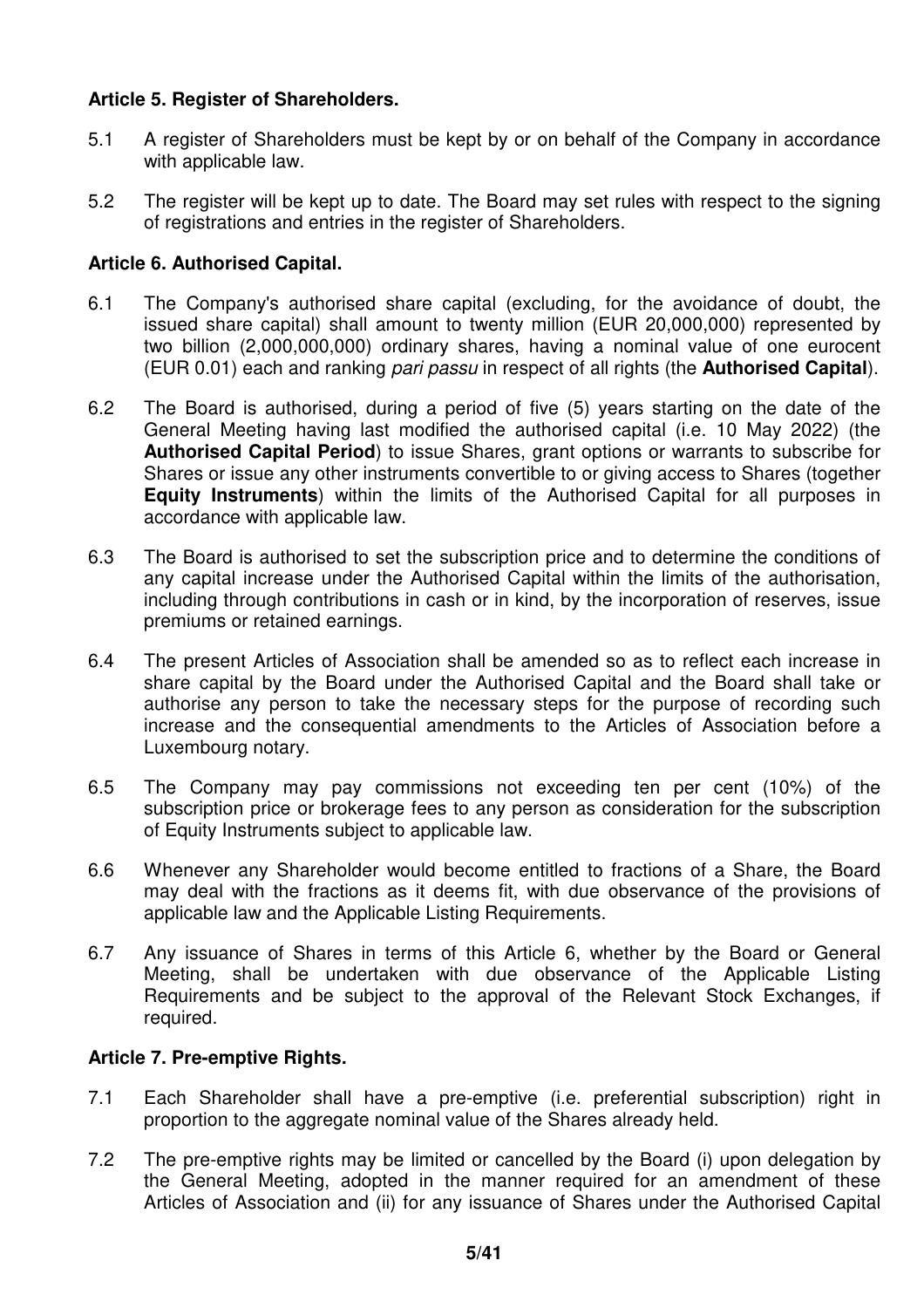**Article 5. Register of Shareholders.**

5.1 A register of Shareholders must be kept by or on behalf of the Company in accordance with applicable law.

5.2 The register will be kept up to date. The Board may set rules with respect to the signing of registrations and entries in the register of Shareholders.

**Article 6. Authorised Capital.**

6.1 The Company's authorised share capital (excluding, for the avoidance of doubt, the issued share capital) shall amount to twenty million (EUR 20,000,000) represented by two billion (2,000,000,000) ordinary shares, having a nominal value of one eurocent (EUR 0.01) each and ranking *pari passu* in respect of all rights (the **Authorised Capital**).

6.2 The Board is authorised, during a period of five (5) years starting on the date of the General Meeting having last modified the authorised capital (i.e. 10 May 2022) (the **Authorised Capital Period**) to issue Shares, grant options or warrants to subscribe for Shares or issue any other instruments convertible to or giving access to Shares (together **Equity Instruments**) within the limits of the Authorised Capital for all purposes in accordance with applicable law.

6.3 The Board is authorised to set the subscription price and to determine the conditions of any capital increase under the Authorised Capital within the limits of the authorisation, including through contributions in cash or in kind, by the incorporation of reserves, issue premiums or retained earnings.

6.4 The present Articles of Association shall be amended so as to reflect each increase in share capital by the Board under the Authorised Capital and the Board shall take or authorise any person to take the necessary steps for the purpose of recording such increase and the consequential amendments to the Articles of Association before a Luxembourg notary.

6.5 The Company may pay commissions not exceeding ten per cent (10%) of the subscription price or brokerage fees to any person as consideration for the subscription of Equity Instruments subject to applicable law.

6.6 Whenever any Shareholder would become entitled to fractions of a Share, the Board may deal with the fractions as it deems fit, with due observance of the provisions of applicable law and the Applicable Listing Requirements.

6.7 Any issuance of Shares in terms of this Article 6, whether by the Board or General Meeting, shall be undertaken with due observance of the Applicable Listing Requirements and be subject to the approval of the Relevant Stock Exchanges, if required.

**Article 7. Pre-emptive Rights.**

7.1 Each Shareholder shall have a pre-emptive (i.e. preferential subscription) right in proportion to the aggregate nominal value of the Shares already held.

7.2 The pre-emptive rights may be limited or cancelled by the Board (i) upon delegation by the General Meeting, adopted in the manner required for an amendment of these Articles of Association and (ii) for any issuance of Shares under the Authorised Capital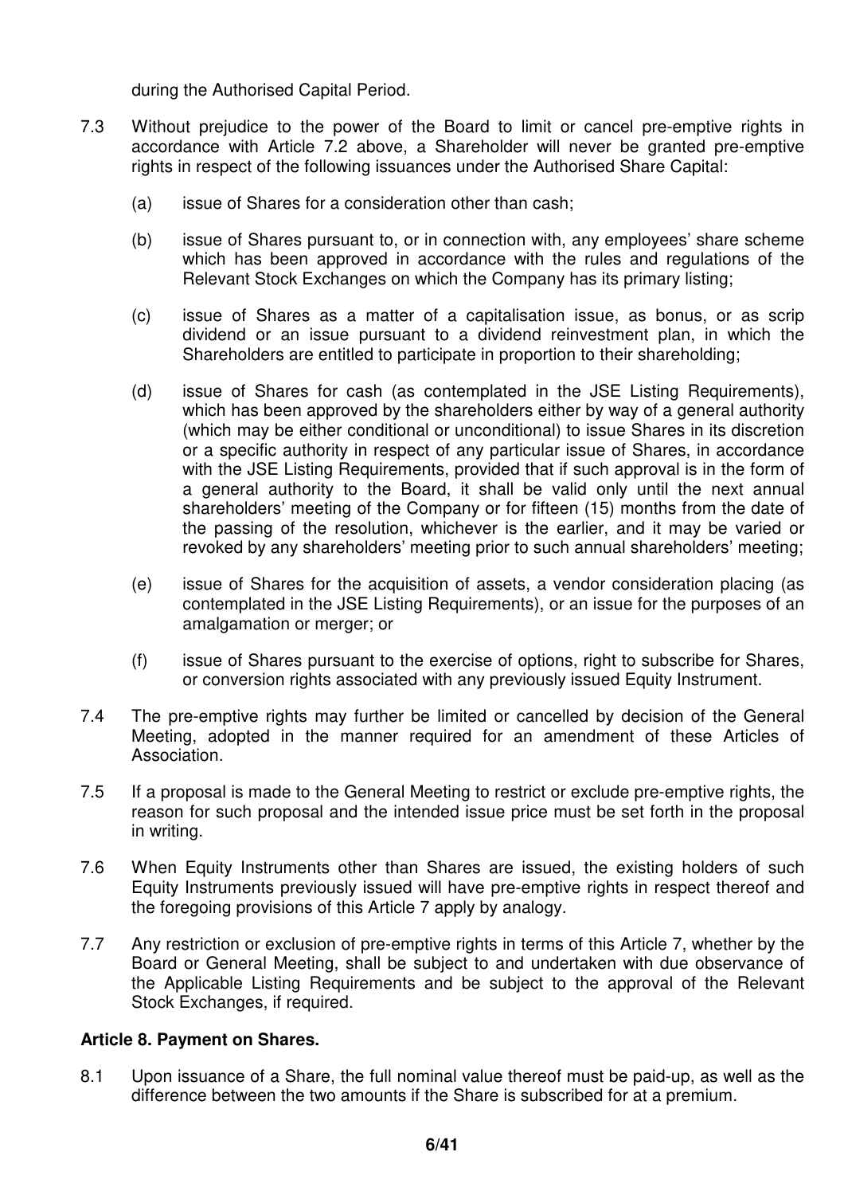during the Authorised Capital Period.

7.3 Without prejudice to the power of the Board to limit or cancel pre-emptive rights in accordance with Article 7.2 above, a Shareholder will never be granted pre-emptive rights in respect of the following issuances under the Authorised Share Capital:

(a) issue of Shares for a consideration other than cash;

(b) issue of Shares pursuant to, or in connection with, any employees' share scheme which has been approved in accordance with the rules and regulations of the Relevant Stock Exchanges on which the Company has its primary listing;

(c) issue of Shares as a matter of a capitalisation issue, as bonus, or as scrip dividend or an issue pursuant to a dividend reinvestment plan, in which the Shareholders are entitled to participate in proportion to their shareholding;

(d) issue of Shares for cash (as contemplated in the JSE Listing Requirements), which has been approved by the shareholders either by way of a general authority (which may be either conditional or unconditional) to issue Shares in its discretion or a specific authority in respect of any particular issue of Shares, in accordance with the JSE Listing Requirements, provided that if such approval is in the form of a general authority to the Board, it shall be valid only until the next annual shareholders' meeting of the Company or for fifteen (15) months from the date of the passing of the resolution, whichever is the earlier, and it may be varied or revoked by any shareholders' meeting prior to such annual shareholders' meeting;

(e) issue of Shares for the acquisition of assets, a vendor consideration placing (as contemplated in the JSE Listing Requirements), or an issue for the purposes of an amalgamation or merger; or

(f) issue of Shares pursuant to the exercise of options, right to subscribe for Shares, or conversion rights associated with any previously issued Equity Instrument.

7.4 The pre-emptive rights may further be limited or cancelled by decision of the General Meeting, adopted in the manner required for an amendment of these Articles of Association.

7.5 If a proposal is made to the General Meeting to restrict or exclude pre-emptive rights, the reason for such proposal and the intended issue price must be set forth in the proposal in writing.

7.6 When Equity Instruments other than Shares are issued, the existing holders of such Equity Instruments previously issued will have pre-emptive rights in respect thereof and the foregoing provisions of this Article 7 apply by analogy.

7.7 Any restriction or exclusion of pre-emptive rights in terms of this Article 7, whether by the Board or General Meeting, shall be subject to and undertaken with due observance of the Applicable Listing Requirements and be subject to the approval of the Relevant Stock Exchanges, if required.

**Article 8. Payment on Shares.**

8.1 Upon issuance of a Share, the full nominal value thereof must be paid-up, as well as the difference between the two amounts if the Share is subscribed for at a premium.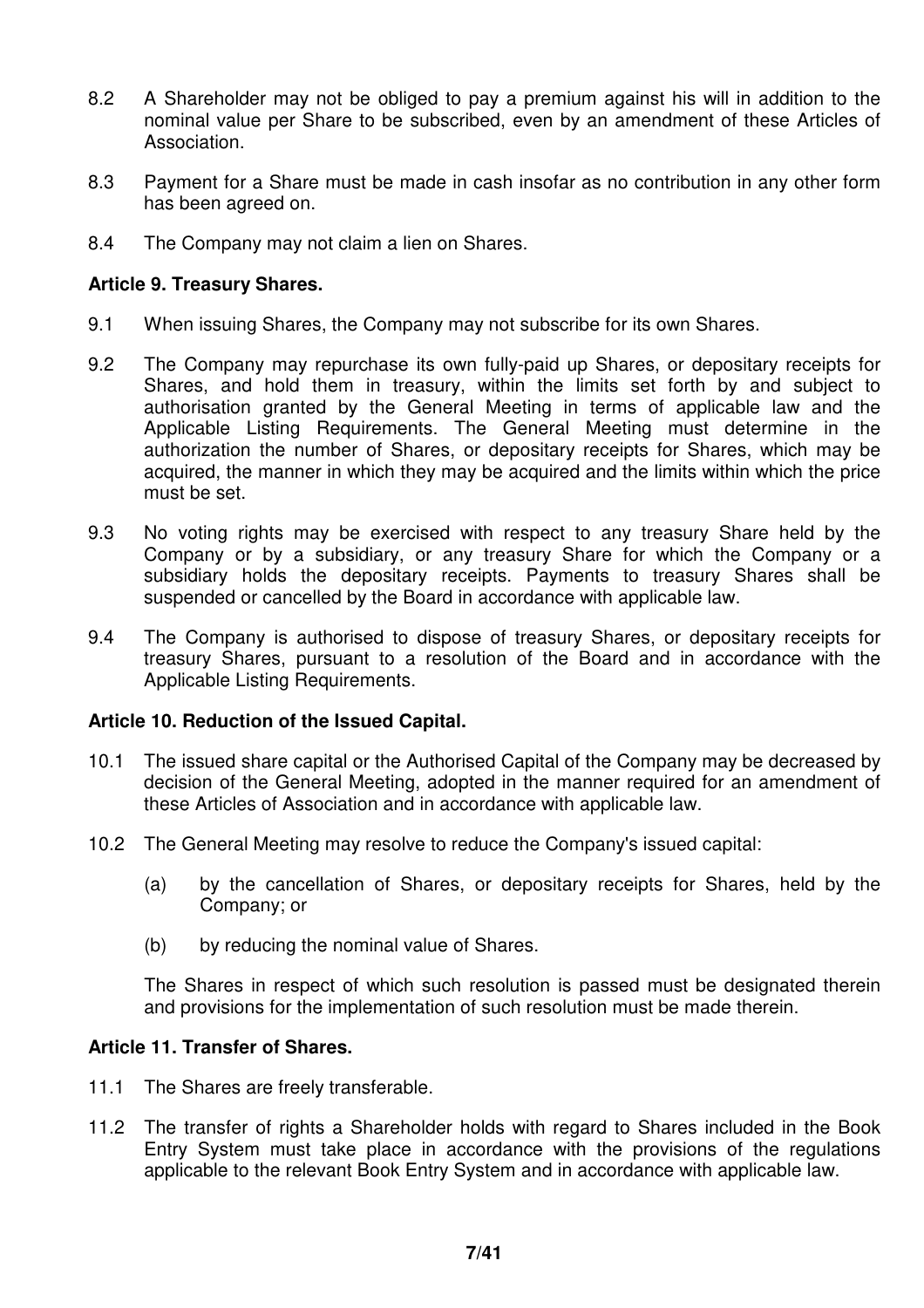8.2 A Shareholder may not be obliged to pay a premium against his will in addition to the nominal value per Share to be subscribed, even by an amendment of these Articles of Association.

8.3 Payment for a Share must be made in cash insofar as no contribution in any other form has been agreed on.

8.4 The Company may not claim a lien on Shares.

**Article 9. Treasury Shares.**

9.1 When issuing Shares, the Company may not subscribe for its own Shares.

9.2 The Company may repurchase its own fully-paid up Shares, or depositary receipts for Shares, and hold them in treasury, within the limits set forth by and subject to authorisation granted by the General Meeting in terms of applicable law and the Applicable Listing Requirements. The General Meeting must determine in the authorization the number of Shares, or depositary receipts for Shares, which may be acquired, the manner in which they may be acquired and the limits within which the price must be set.

9.3 No voting rights may be exercised with respect to any treasury Share held by the Company or by a subsidiary, or any treasury Share for which the Company or a subsidiary holds the depositary receipts. Payments to treasury Shares shall be suspended or cancelled by the Board in accordance with applicable law.

9.4 The Company is authorised to dispose of treasury Shares, or depositary receipts for treasury Shares, pursuant to a resolution of the Board and in accordance with the Applicable Listing Requirements.

**Article 10. Reduction of the Issued Capital.**

10.1 The issued share capital or the Authorised Capital of the Company may be decreased by decision of the General Meeting, adopted in the manner required for an amendment of these Articles of Association and in accordance with applicable law.

10.2 The General Meeting may resolve to reduce the Company's issued capital:

(a) by the cancellation of Shares, or depositary receipts for Shares, held by the Company; or

(b) by reducing the nominal value of Shares.

The Shares in respect of which such resolution is passed must be designated therein and provisions for the implementation of such resolution must be made therein.

**Article 11. Transfer of Shares.**

11.1 The Shares are freely transferable.

11.2 The transfer of rights a Shareholder holds with regard to Shares included in the Book Entry System must take place in accordance with the provisions of the regulations applicable to the relevant Book Entry System and in accordance with applicable law.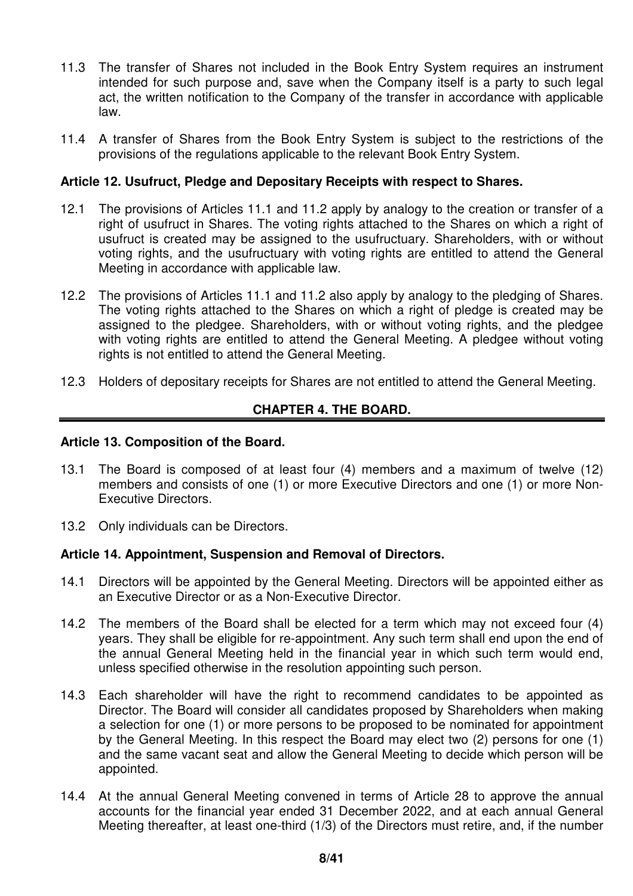11.3 The transfer of Shares not included in the Book Entry System requires an instrument intended for such purpose and, save when the Company itself is a party to such legal act, the written notification to the Company of the transfer in accordance with applicable law.

11.4 A transfer of Shares from the Book Entry System is subject to the restrictions of the provisions of the regulations applicable to the relevant Book Entry System.

**Article 12. Usufruct, Pledge and Depositary Receipts with respect to Shares.**

12.1 The provisions of Articles 11.1 and 11.2 apply by analogy to the creation or transfer of a right of usufruct in Shares. The voting rights attached to the Shares on which a right of usufruct is created may be assigned to the usufructuary. Shareholders, with or without voting rights, and the usufructuary with voting rights are entitled to attend the General Meeting in accordance with applicable law.

12.2 The provisions of Articles 11.1 and 11.2 also apply by analogy to the pledging of Shares. The voting rights attached to the Shares on which a right of pledge is created may be assigned to the pledgee. Shareholders, with or without voting rights, and the pledgee with voting rights are entitled to attend the General Meeting. A pledgee without voting rights is not entitled to attend the General Meeting.

12.3 Holders of depositary receipts for Shares are not entitled to attend the General Meeting.

## CHAPTER 4. THE BOARD.

**Article 13. Composition of the Board.**

13.1 The Board is composed of at least four (4) members and a maximum of twelve (12) members and consists of one (1) or more Executive Directors and one (1) or more Non-Executive Directors.

13.2 Only individuals can be Directors.

**Article 14. Appointment, Suspension and Removal of Directors.**

14.1 Directors will be appointed by the General Meeting. Directors will be appointed either as an Executive Director or as a Non-Executive Director.

14.2 The members of the Board shall be elected for a term which may not exceed four (4) years. They shall be eligible for re-appointment. Any such term shall end upon the end of the annual General Meeting held in the financial year in which such term would end, unless specified otherwise in the resolution appointing such person.

14.3 Each shareholder will have the right to recommend candidates to be appointed as Director. The Board will consider all candidates proposed by Shareholders when making a selection for one (1) or more persons to be proposed to be nominated for appointment by the General Meeting. In this respect the Board may elect two (2) persons for one (1) and the same vacant seat and allow the General Meeting to decide which person will be appointed.

14.4 At the annual General Meeting convened in terms of Article 28 to approve the annual accounts for the financial year ended 31 December 2022, and at each annual General Meeting thereafter, at least one-third (1/3) of the Directors must retire, and, if the number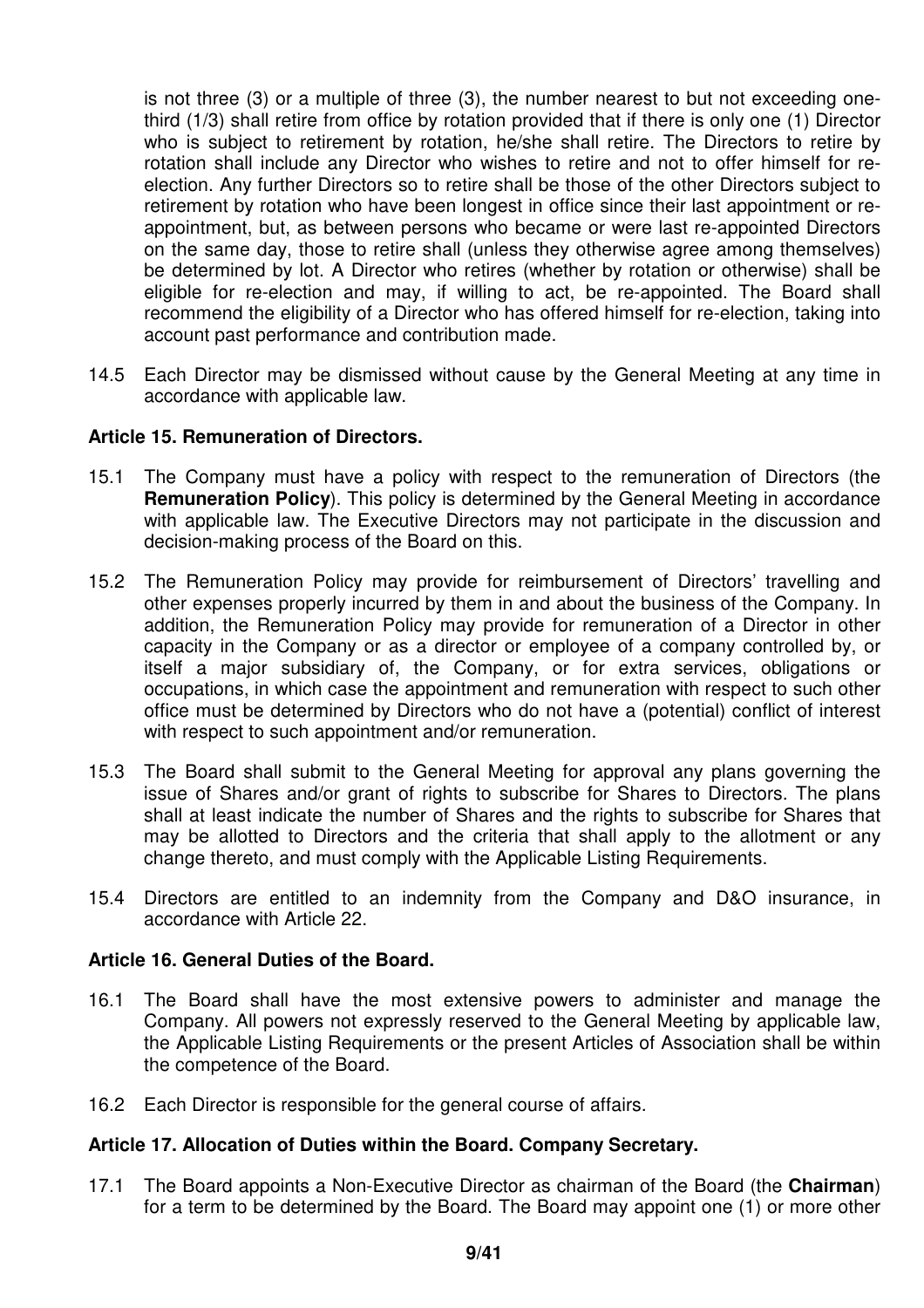is not three (3) or a multiple of three (3), the number nearest to but not exceeding one-third (1/3) shall retire from office by rotation provided that if there is only one (1) Director who is subject to retirement by rotation, he/she shall retire. The Directors to retire by rotation shall include any Director who wishes to retire and not to offer himself for re-election. Any further Directors so to retire shall be those of the other Directors subject to retirement by rotation who have been longest in office since their last appointment or re-appointment, but, as between persons who became or were last re-appointed Directors on the same day, those to retire shall (unless they otherwise agree among themselves) be determined by lot. A Director who retires (whether by rotation or otherwise) shall be eligible for re-election and may, if willing to act, be re-appointed. The Board shall recommend the eligibility of a Director who has offered himself for re-election, taking into account past performance and contribution made.

14.5 Each Director may be dismissed without cause by the General Meeting at any time in accordance with applicable law.

### Article 15. Remuneration of Directors.

15.1 The Company must have a policy with respect to the remuneration of Directors (the **Remuneration Policy**). This policy is determined by the General Meeting in accordance with applicable law. The Executive Directors may not participate in the discussion and decision-making process of the Board on this.

15.2 The Remuneration Policy may provide for reimbursement of Directors' travelling and other expenses properly incurred by them in and about the business of the Company. In addition, the Remuneration Policy may provide for remuneration of a Director in other capacity in the Company or as a director or employee of a company controlled by, or itself a major subsidiary of, the Company, or for extra services, obligations or occupations, in which case the appointment and remuneration with respect to such other office must be determined by Directors who do not have a (potential) conflict of interest with respect to such appointment and/or remuneration.

15.3 The Board shall submit to the General Meeting for approval any plans governing the issue of Shares and/or grant of rights to subscribe for Shares to Directors. The plans shall at least indicate the number of Shares and the rights to subscribe for Shares that may be allotted to Directors and the criteria that shall apply to the allotment or any change thereto, and must comply with the Applicable Listing Requirements.

15.4 Directors are entitled to an indemnity from the Company and D&O insurance, in accordance with Article 22.

### Article 16. General Duties of the Board.

16.1 The Board shall have the most extensive powers to administer and manage the Company. All powers not expressly reserved to the General Meeting by applicable law, the Applicable Listing Requirements or the present Articles of Association shall be within the competence of the Board.

16.2 Each Director is responsible for the general course of affairs.

### Article 17. Allocation of Duties within the Board. Company Secretary.

17.1 The Board appoints a Non-Executive Director as chairman of the Board (the **Chairman**) for a term to be determined by the Board. The Board may appoint one (1) or more other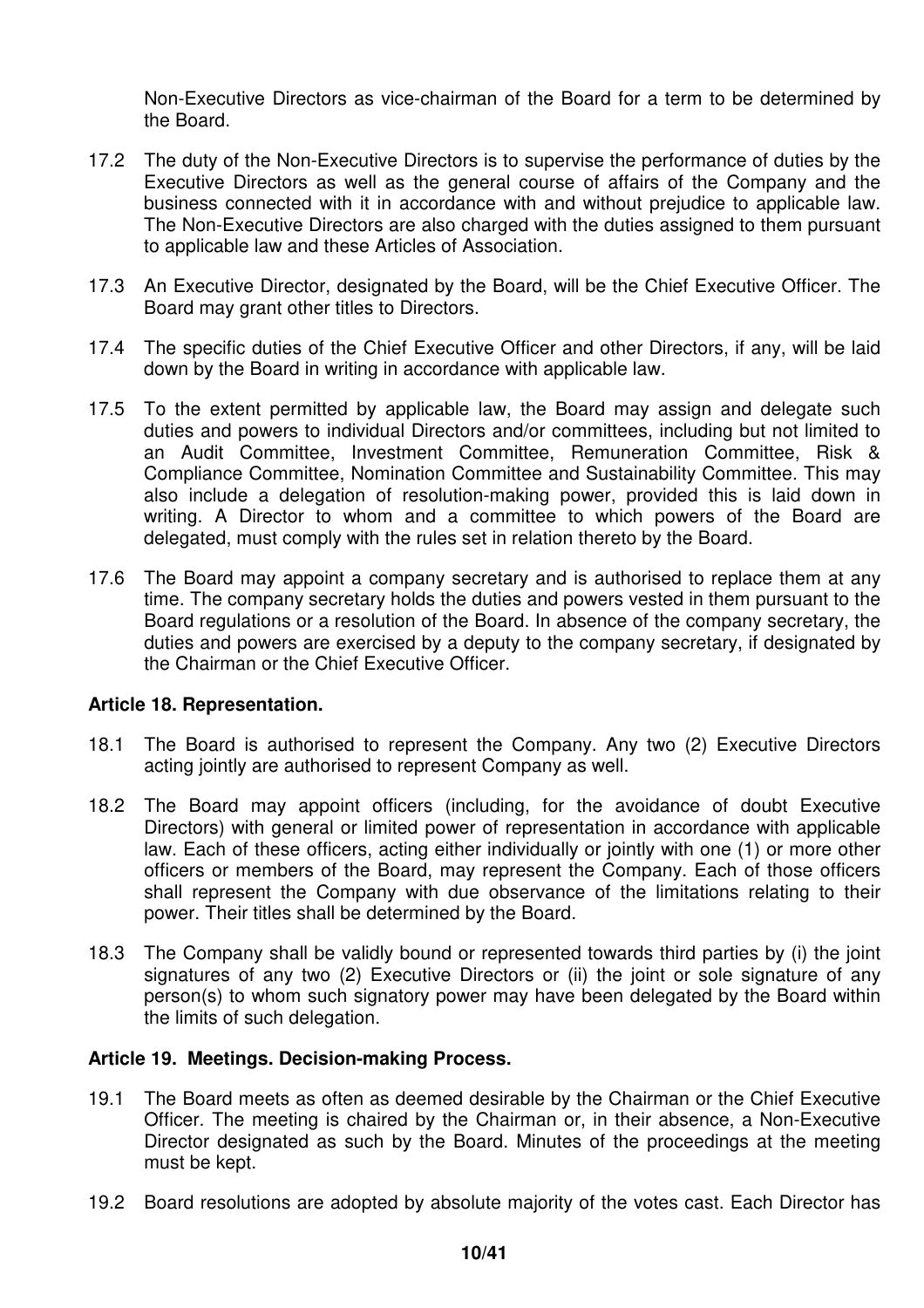Non-Executive Directors as vice-chairman of the Board for a term to be determined by the Board.

17.2 The duty of the Non-Executive Directors is to supervise the performance of duties by the Executive Directors as well as the general course of affairs of the Company and the business connected with it in accordance with and without prejudice to applicable law. The Non-Executive Directors are also charged with the duties assigned to them pursuant to applicable law and these Articles of Association.

17.3 An Executive Director, designated by the Board, will be the Chief Executive Officer. The Board may grant other titles to Directors.

17.4 The specific duties of the Chief Executive Officer and other Directors, if any, will be laid down by the Board in writing in accordance with applicable law.

17.5 To the extent permitted by applicable law, the Board may assign and delegate such duties and powers to individual Directors and/or committees, including but not limited to an Audit Committee, Investment Committee, Remuneration Committee, Risk & Compliance Committee, Nomination Committee and Sustainability Committee. This may also include a delegation of resolution-making power, provided this is laid down in writing. A Director to whom and a committee to which powers of the Board are delegated, must comply with the rules set in relation thereto by the Board.

17.6 The Board may appoint a company secretary and is authorised to replace them at any time. The company secretary holds the duties and powers vested in them pursuant to the Board regulations or a resolution of the Board. In absence of the company secretary, the duties and powers are exercised by a deputy to the company secretary, if designated by the Chairman or the Chief Executive Officer.

**Article 18. Representation.**

18.1 The Board is authorised to represent the Company. Any two (2) Executive Directors acting jointly are authorised to represent Company as well.

18.2 The Board may appoint officers (including, for the avoidance of doubt Executive Directors) with general or limited power of representation in accordance with applicable law. Each of these officers, acting either individually or jointly with one (1) or more other officers or members of the Board, may represent the Company. Each of those officers shall represent the Company with due observance of the limitations relating to their power. Their titles shall be determined by the Board.

18.3 The Company shall be validly bound or represented towards third parties by (i) the joint signatures of any two (2) Executive Directors or (ii) the joint or sole signature of any person(s) to whom such signatory power may have been delegated by the Board within the limits of such delegation.

**Article 19. Meetings. Decision-making Process.**

19.1 The Board meets as often as deemed desirable by the Chairman or the Chief Executive Officer. The meeting is chaired by the Chairman or, in their absence, a Non-Executive Director designated as such by the Board. Minutes of the proceedings at the meeting must be kept.

19.2 Board resolutions are adopted by absolute majority of the votes cast. Each Director has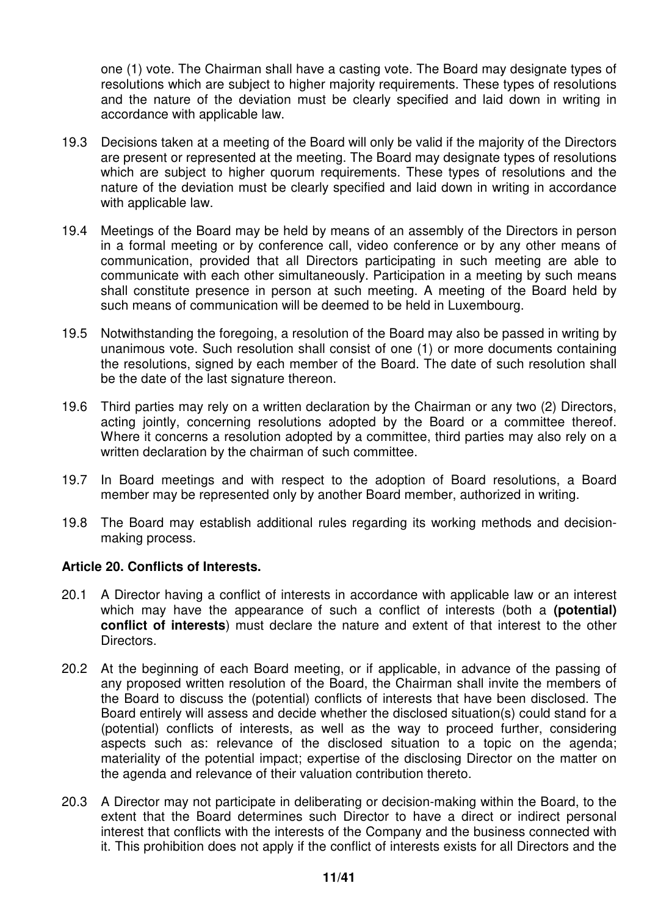one (1) vote. The Chairman shall have a casting vote. The Board may designate types of resolutions which are subject to higher majority requirements. These types of resolutions and the nature of the deviation must be clearly specified and laid down in writing in accordance with applicable law.

19.3 Decisions taken at a meeting of the Board will only be valid if the majority of the Directors are present or represented at the meeting. The Board may designate types of resolutions which are subject to higher quorum requirements. These types of resolutions and the nature of the deviation must be clearly specified and laid down in writing in accordance with applicable law.

19.4 Meetings of the Board may be held by means of an assembly of the Directors in person in a formal meeting or by conference call, video conference or by any other means of communication, provided that all Directors participating in such meeting are able to communicate with each other simultaneously. Participation in a meeting by such means shall constitute presence in person at such meeting. A meeting of the Board held by such means of communication will be deemed to be held in Luxembourg.

19.5 Notwithstanding the foregoing, a resolution of the Board may also be passed in writing by unanimous vote. Such resolution shall consist of one (1) or more documents containing the resolutions, signed by each member of the Board. The date of such resolution shall be the date of the last signature thereon.

19.6 Third parties may rely on a written declaration by the Chairman or any two (2) Directors, acting jointly, concerning resolutions adopted by the Board or a committee thereof. Where it concerns a resolution adopted by a committee, third parties may also rely on a written declaration by the chairman of such committee.

19.7 In Board meetings and with respect to the adoption of Board resolutions, a Board member may be represented only by another Board member, authorized in writing.

19.8 The Board may establish additional rules regarding its working methods and decision-making process.

**Article 20. Conflicts of Interests.**

20.1 A Director having a conflict of interests in accordance with applicable law or an interest which may have the appearance of such a conflict of interests (both a **(potential) conflict of interests**) must declare the nature and extent of that interest to the other Directors.

20.2 At the beginning of each Board meeting, or if applicable, in advance of the passing of any proposed written resolution of the Board, the Chairman shall invite the members of the Board to discuss the (potential) conflicts of interests that have been disclosed. The Board entirely will assess and decide whether the disclosed situation(s) could stand for a (potential) conflicts of interests, as well as the way to proceed further, considering aspects such as: relevance of the disclosed situation to a topic on the agenda; materiality of the potential impact; expertise of the disclosing Director on the matter on the agenda and relevance of their valuation contribution thereto.

20.3 A Director may not participate in deliberating or decision-making within the Board, to the extent that the Board determines such Director to have a direct or indirect personal interest that conflicts with the interests of the Company and the business connected with it. This prohibition does not apply if the conflict of interests exists for all Directors and the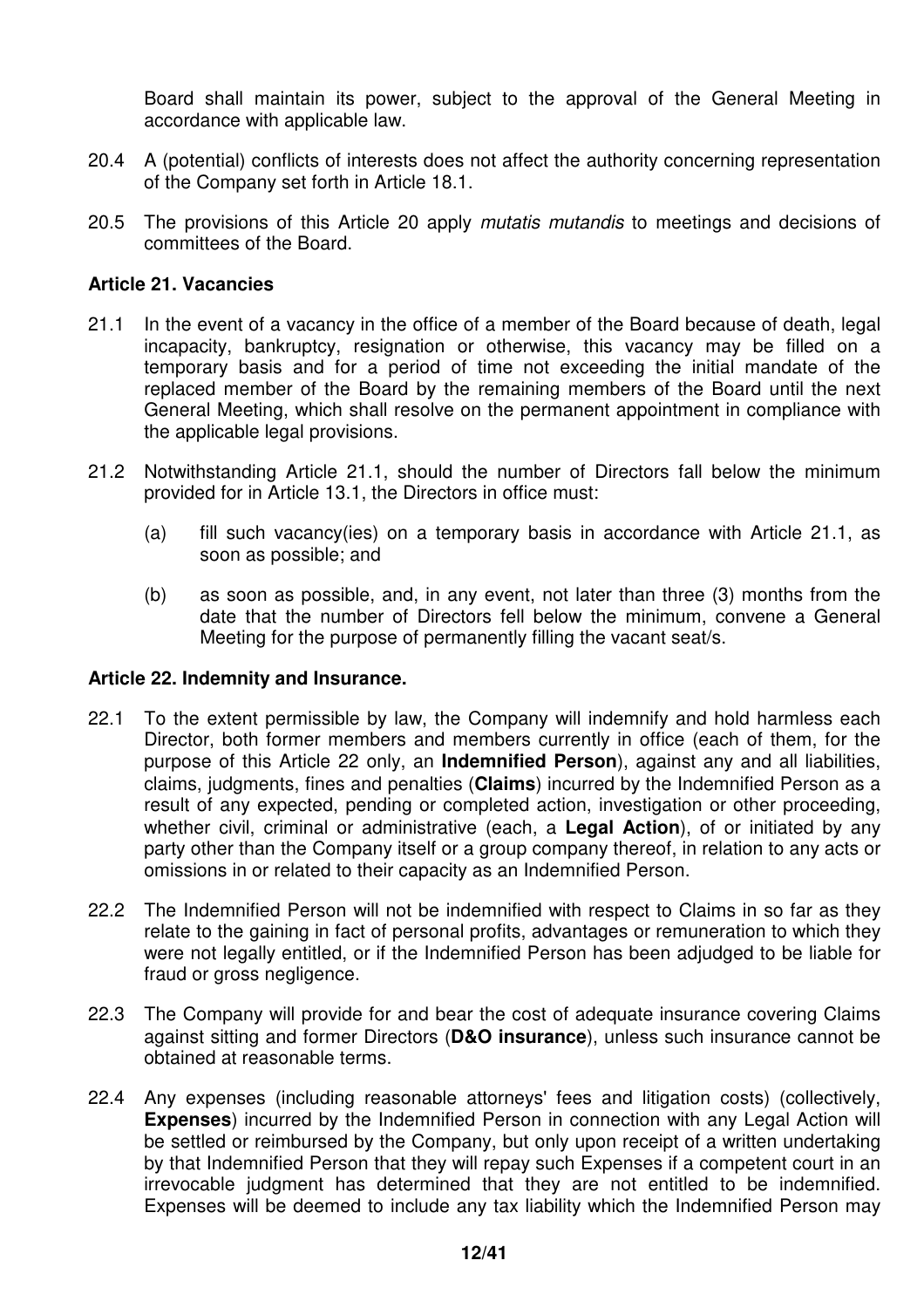Board shall maintain its power, subject to the approval of the General Meeting in accordance with applicable law.

20.4 A (potential) conflicts of interests does not affect the authority concerning representation of the Company set forth in Article 18.1.

20.5 The provisions of this Article 20 apply *mutatis mutandis* to meetings and decisions of committees of the Board.

**Article 21. Vacancies**

21.1 In the event of a vacancy in the office of a member of the Board because of death, legal incapacity, bankruptcy, resignation or otherwise, this vacancy may be filled on a temporary basis and for a period of time not exceeding the initial mandate of the replaced member of the Board by the remaining members of the Board until the next General Meeting, which shall resolve on the permanent appointment in compliance with the applicable legal provisions.

21.2 Notwithstanding Article 21.1, should the number of Directors fall below the minimum provided for in Article 13.1, the Directors in office must:

(a) fill such vacancy(ies) on a temporary basis in accordance with Article 21.1, as soon as possible; and

(b) as soon as possible, and, in any event, not later than three (3) months from the date that the number of Directors fell below the minimum, convene a General Meeting for the purpose of permanently filling the vacant seat/s.

**Article 22. Indemnity and Insurance.**

22.1 To the extent permissible by law, the Company will indemnify and hold harmless each Director, both former members and members currently in office (each of them, for the purpose of this Article 22 only, an **Indemnified Person**), against any and all liabilities, claims, judgments, fines and penalties (**Claims**) incurred by the Indemnified Person as a result of any expected, pending or completed action, investigation or other proceeding, whether civil, criminal or administrative (each, a **Legal Action**), of or initiated by any party other than the Company itself or a group company thereof, in relation to any acts or omissions in or related to their capacity as an Indemnified Person.

22.2 The Indemnified Person will not be indemnified with respect to Claims in so far as they relate to the gaining in fact of personal profits, advantages or remuneration to which they were not legally entitled, or if the Indemnified Person has been adjudged to be liable for fraud or gross negligence.

22.3 The Company will provide for and bear the cost of adequate insurance covering Claims against sitting and former Directors (**D&O insurance**), unless such insurance cannot be obtained at reasonable terms.

22.4 Any expenses (including reasonable attorneys' fees and litigation costs) (collectively, **Expenses**) incurred by the Indemnified Person in connection with any Legal Action will be settled or reimbursed by the Company, but only upon receipt of a written undertaking by that Indemnified Person that they will repay such Expenses if a competent court in an irrevocable judgment has determined that they are not entitled to be indemnified. Expenses will be deemed to include any tax liability which the Indemnified Person may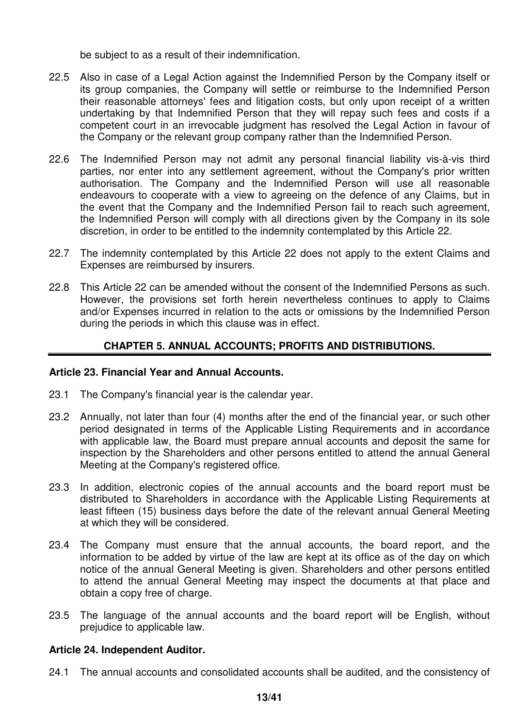be subject to as a result of their indemnification.

22.5 Also in case of a Legal Action against the Indemnified Person by the Company itself or its group companies, the Company will settle or reimburse to the Indemnified Person their reasonable attorneys' fees and litigation costs, but only upon receipt of a written undertaking by that Indemnified Person that they will repay such fees and costs if a competent court in an irrevocable judgment has resolved the Legal Action in favour of the Company or the relevant group company rather than the Indemnified Person.

22.6 The Indemnified Person may not admit any personal financial liability vis-à-vis third parties, nor enter into any settlement agreement, without the Company's prior written authorisation. The Company and the Indemnified Person will use all reasonable endeavours to cooperate with a view to agreeing on the defence of any Claims, but in the event that the Company and the Indemnified Person fail to reach such agreement, the Indemnified Person will comply with all directions given by the Company in its sole discretion, in order to be entitled to the indemnity contemplated by this Article 22.

22.7 The indemnity contemplated by this Article 22 does not apply to the extent Claims and Expenses are reimbursed by insurers.

22.8 This Article 22 can be amended without the consent of the Indemnified Persons as such. However, the provisions set forth herein nevertheless continues to apply to Claims and/or Expenses incurred in relation to the acts or omissions by the Indemnified Person during the periods in which this clause was in effect.

## CHAPTER 5. ANNUAL ACCOUNTS; PROFITS AND DISTRIBUTIONS.

### Article 23. Financial Year and Annual Accounts.

23.1 The Company's financial year is the calendar year.

23.2 Annually, not later than four (4) months after the end of the financial year, or such other period designated in terms of the Applicable Listing Requirements and in accordance with applicable law, the Board must prepare annual accounts and deposit the same for inspection by the Shareholders and other persons entitled to attend the annual General Meeting at the Company's registered office.

23.3 In addition, electronic copies of the annual accounts and the board report must be distributed to Shareholders in accordance with the Applicable Listing Requirements at least fifteen (15) business days before the date of the relevant annual General Meeting at which they will be considered.

23.4 The Company must ensure that the annual accounts, the board report, and the information to be added by virtue of the law are kept at its office as of the day on which notice of the annual General Meeting is given. Shareholders and other persons entitled to attend the annual General Meeting may inspect the documents at that place and obtain a copy free of charge.

23.5 The language of the annual accounts and the board report will be English, without prejudice to applicable law.

### Article 24. Independent Auditor.

24.1 The annual accounts and consolidated accounts shall be audited, and the consistency of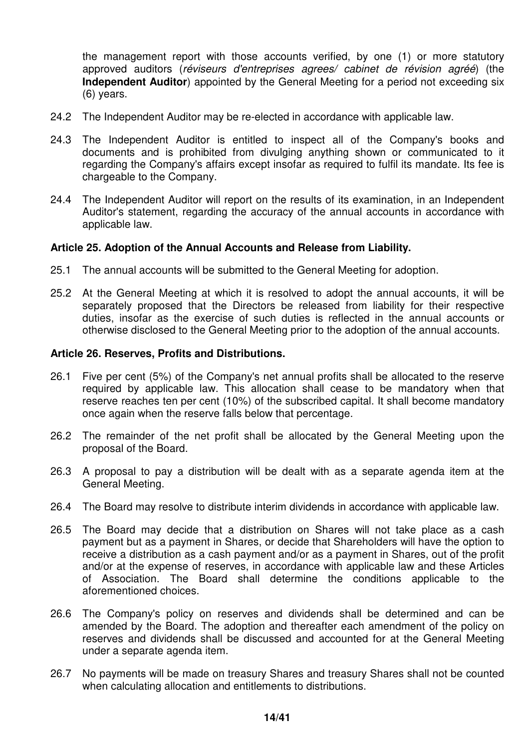the management report with those accounts verified, by one (1) or more statutory approved auditors (*réviseurs d'entreprises agrees/ cabinet de révision agréé*) (the **Independent Auditor**) appointed by the General Meeting for a period not exceeding six (6) years.

24.2 The Independent Auditor may be re-elected in accordance with applicable law.

24.3 The Independent Auditor is entitled to inspect all of the Company's books and documents and is prohibited from divulging anything shown or communicated to it regarding the Company's affairs except insofar as required to fulfil its mandate. Its fee is chargeable to the Company.

24.4 The Independent Auditor will report on the results of its examination, in an Independent Auditor's statement, regarding the accuracy of the annual accounts in accordance with applicable law.

**Article 25. Adoption of the Annual Accounts and Release from Liability.**

25.1 The annual accounts will be submitted to the General Meeting for adoption.

25.2 At the General Meeting at which it is resolved to adopt the annual accounts, it will be separately proposed that the Directors be released from liability for their respective duties, insofar as the exercise of such duties is reflected in the annual accounts or otherwise disclosed to the General Meeting prior to the adoption of the annual accounts.

**Article 26. Reserves, Profits and Distributions.**

26.1 Five per cent (5%) of the Company's net annual profits shall be allocated to the reserve required by applicable law. This allocation shall cease to be mandatory when that reserve reaches ten per cent (10%) of the subscribed capital. It shall become mandatory once again when the reserve falls below that percentage.

26.2 The remainder of the net profit shall be allocated by the General Meeting upon the proposal of the Board.

26.3 A proposal to pay a distribution will be dealt with as a separate agenda item at the General Meeting.

26.4 The Board may resolve to distribute interim dividends in accordance with applicable law.

26.5 The Board may decide that a distribution on Shares will not take place as a cash payment but as a payment in Shares, or decide that Shareholders will have the option to receive a distribution as a cash payment and/or as a payment in Shares, out of the profit and/or at the expense of reserves, in accordance with applicable law and these Articles of Association. The Board shall determine the conditions applicable to the aforementioned choices.

26.6 The Company's policy on reserves and dividends shall be determined and can be amended by the Board. The adoption and thereafter each amendment of the policy on reserves and dividends shall be discussed and accounted for at the General Meeting under a separate agenda item.

26.7 No payments will be made on treasury Shares and treasury Shares shall not be counted when calculating allocation and entitlements to distributions.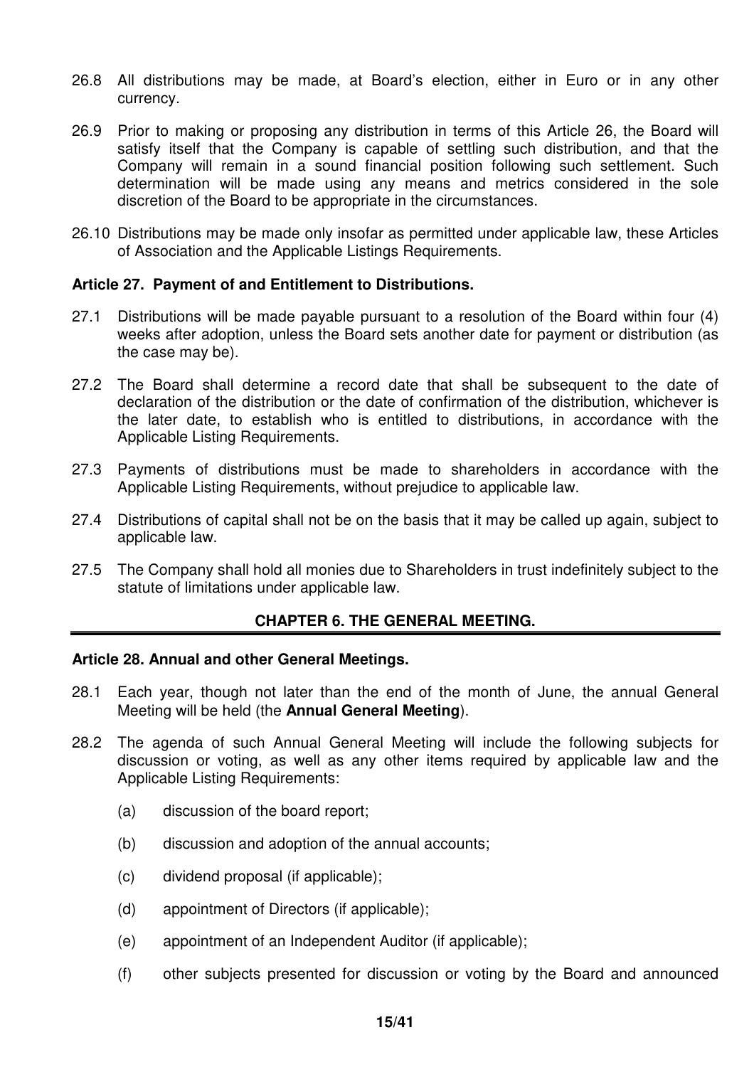26.8 All distributions may be made, at Board's election, either in Euro or in any other currency.

26.9 Prior to making or proposing any distribution in terms of this Article 26, the Board will satisfy itself that the Company is capable of settling such distribution, and that the Company will remain in a sound financial position following such settlement. Such determination will be made using any means and metrics considered in the sole discretion of the Board to be appropriate in the circumstances.

26.10 Distributions may be made only insofar as permitted under applicable law, these Articles of Association and the Applicable Listings Requirements.

### Article 27. Payment of and Entitlement to Distributions.

27.1 Distributions will be made payable pursuant to a resolution of the Board within four (4) weeks after adoption, unless the Board sets another date for payment or distribution (as the case may be).

27.2 The Board shall determine a record date that shall be subsequent to the date of declaration of the distribution or the date of confirmation of the distribution, whichever is the later date, to establish who is entitled to distributions, in accordance with the Applicable Listing Requirements.

27.3 Payments of distributions must be made to shareholders in accordance with the Applicable Listing Requirements, without prejudice to applicable law.

27.4 Distributions of capital shall not be on the basis that it may be called up again, subject to applicable law.

27.5 The Company shall hold all monies due to Shareholders in trust indefinitely subject to the statute of limitations under applicable law.

## CHAPTER 6. THE GENERAL MEETING.

### Article 28. Annual and other General Meetings.

28.1 Each year, though not later than the end of the month of June, the annual General Meeting will be held (the **Annual General Meeting**).

28.2 The agenda of such Annual General Meeting will include the following subjects for discussion or voting, as well as any other items required by applicable law and the Applicable Listing Requirements:

(a) discussion of the board report;

(b) discussion and adoption of the annual accounts;

(c) dividend proposal (if applicable);

(d) appointment of Directors (if applicable);

(e) appointment of an Independent Auditor (if applicable);

(f) other subjects presented for discussion or voting by the Board and announced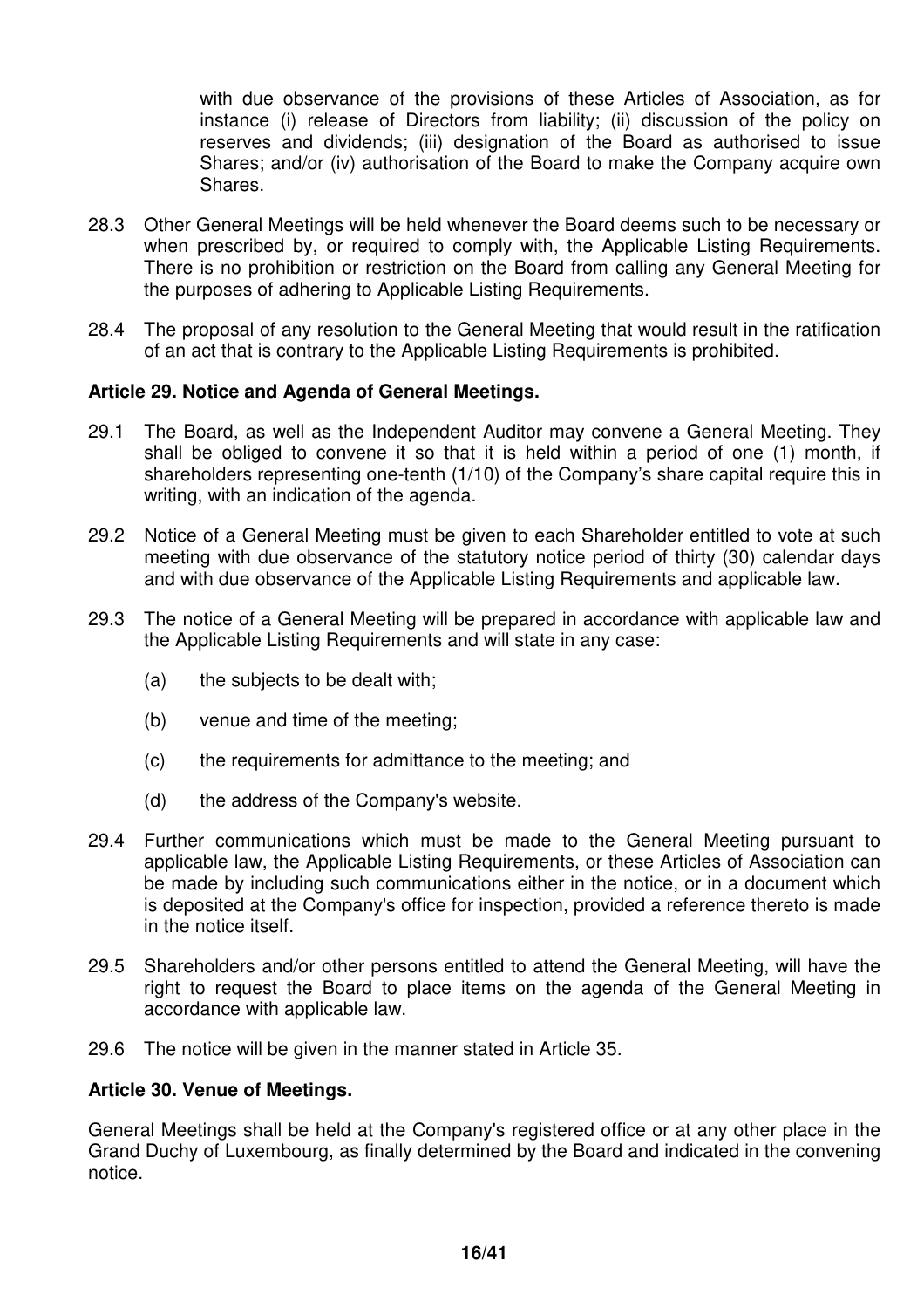with due observance of the provisions of these Articles of Association, as for instance (i) release of Directors from liability; (ii) discussion of the policy on reserves and dividends; (iii) designation of the Board as authorised to issue Shares; and/or (iv) authorisation of the Board to make the Company acquire own Shares.

28.3 Other General Meetings will be held whenever the Board deems such to be necessary or when prescribed by, or required to comply with, the Applicable Listing Requirements. There is no prohibition or restriction on the Board from calling any General Meeting for the purposes of adhering to Applicable Listing Requirements.

28.4 The proposal of any resolution to the General Meeting that would result in the ratification of an act that is contrary to the Applicable Listing Requirements is prohibited.

**Article 29. Notice and Agenda of General Meetings.**

29.1 The Board, as well as the Independent Auditor may convene a General Meeting. They shall be obliged to convene it so that it is held within a period of one (1) month, if shareholders representing one-tenth (1/10) of the Company's share capital require this in writing, with an indication of the agenda.

29.2 Notice of a General Meeting must be given to each Shareholder entitled to vote at such meeting with due observance of the statutory notice period of thirty (30) calendar days and with due observance of the Applicable Listing Requirements and applicable law.

29.3 The notice of a General Meeting will be prepared in accordance with applicable law and the Applicable Listing Requirements and will state in any case:

(a) the subjects to be dealt with;

(b) venue and time of the meeting;

(c) the requirements for admittance to the meeting; and

(d) the address of the Company's website.

29.4 Further communications which must be made to the General Meeting pursuant to applicable law, the Applicable Listing Requirements, or these Articles of Association can be made by including such communications either in the notice, or in a document which is deposited at the Company's office for inspection, provided a reference thereto is made in the notice itself.

29.5 Shareholders and/or other persons entitled to attend the General Meeting, will have the right to request the Board to place items on the agenda of the General Meeting in accordance with applicable law.

29.6 The notice will be given in the manner stated in Article 35.

**Article 30. Venue of Meetings.**

General Meetings shall be held at the Company's registered office or at any other place in the Grand Duchy of Luxembourg, as finally determined by the Board and indicated in the convening notice.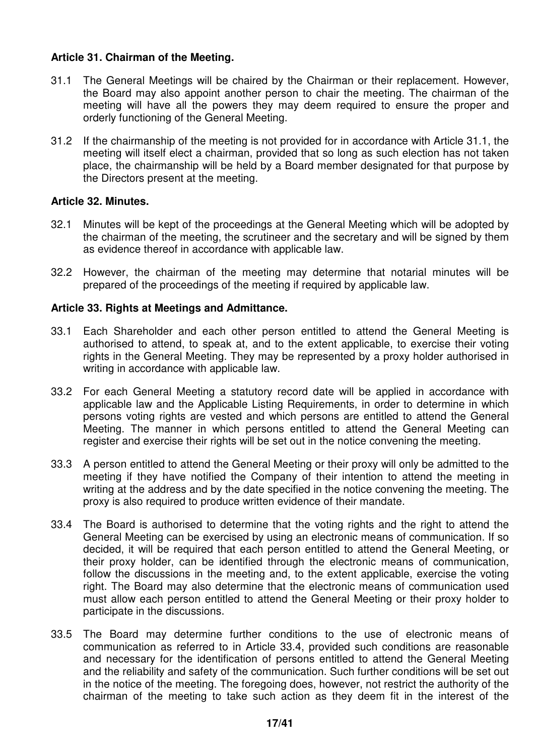**Article 31. Chairman of the Meeting.**

31.1 The General Meetings will be chaired by the Chairman or their replacement. However, the Board may also appoint another person to chair the meeting. The chairman of the meeting will have all the powers they may deem required to ensure the proper and orderly functioning of the General Meeting.

31.2 If the chairmanship of the meeting is not provided for in accordance with Article 31.1, the meeting will itself elect a chairman, provided that so long as such election has not taken place, the chairmanship will be held by a Board member designated for that purpose by the Directors present at the meeting.

**Article 32. Minutes.**

32.1 Minutes will be kept of the proceedings at the General Meeting which will be adopted by the chairman of the meeting, the scrutineer and the secretary and will be signed by them as evidence thereof in accordance with applicable law.

32.2 However, the chairman of the meeting may determine that notarial minutes will be prepared of the proceedings of the meeting if required by applicable law.

**Article 33. Rights at Meetings and Admittance.**

33.1 Each Shareholder and each other person entitled to attend the General Meeting is authorised to attend, to speak at, and to the extent applicable, to exercise their voting rights in the General Meeting. They may be represented by a proxy holder authorised in writing in accordance with applicable law.

33.2 For each General Meeting a statutory record date will be applied in accordance with applicable law and the Applicable Listing Requirements, in order to determine in which persons voting rights are vested and which persons are entitled to attend the General Meeting. The manner in which persons entitled to attend the General Meeting can register and exercise their rights will be set out in the notice convening the meeting.

33.3 A person entitled to attend the General Meeting or their proxy will only be admitted to the meeting if they have notified the Company of their intention to attend the meeting in writing at the address and by the date specified in the notice convening the meeting. The proxy is also required to produce written evidence of their mandate.

33.4 The Board is authorised to determine that the voting rights and the right to attend the General Meeting can be exercised by using an electronic means of communication. If so decided, it will be required that each person entitled to attend the General Meeting, or their proxy holder, can be identified through the electronic means of communication, follow the discussions in the meeting and, to the extent applicable, exercise the voting right. The Board may also determine that the electronic means of communication used must allow each person entitled to attend the General Meeting or their proxy holder to participate in the discussions.

33.5 The Board may determine further conditions to the use of electronic means of communication as referred to in Article 33.4, provided such conditions are reasonable and necessary for the identification of persons entitled to attend the General Meeting and the reliability and safety of the communication. Such further conditions will be set out in the notice of the meeting. The foregoing does, however, not restrict the authority of the chairman of the meeting to take such action as they deem fit in the interest of the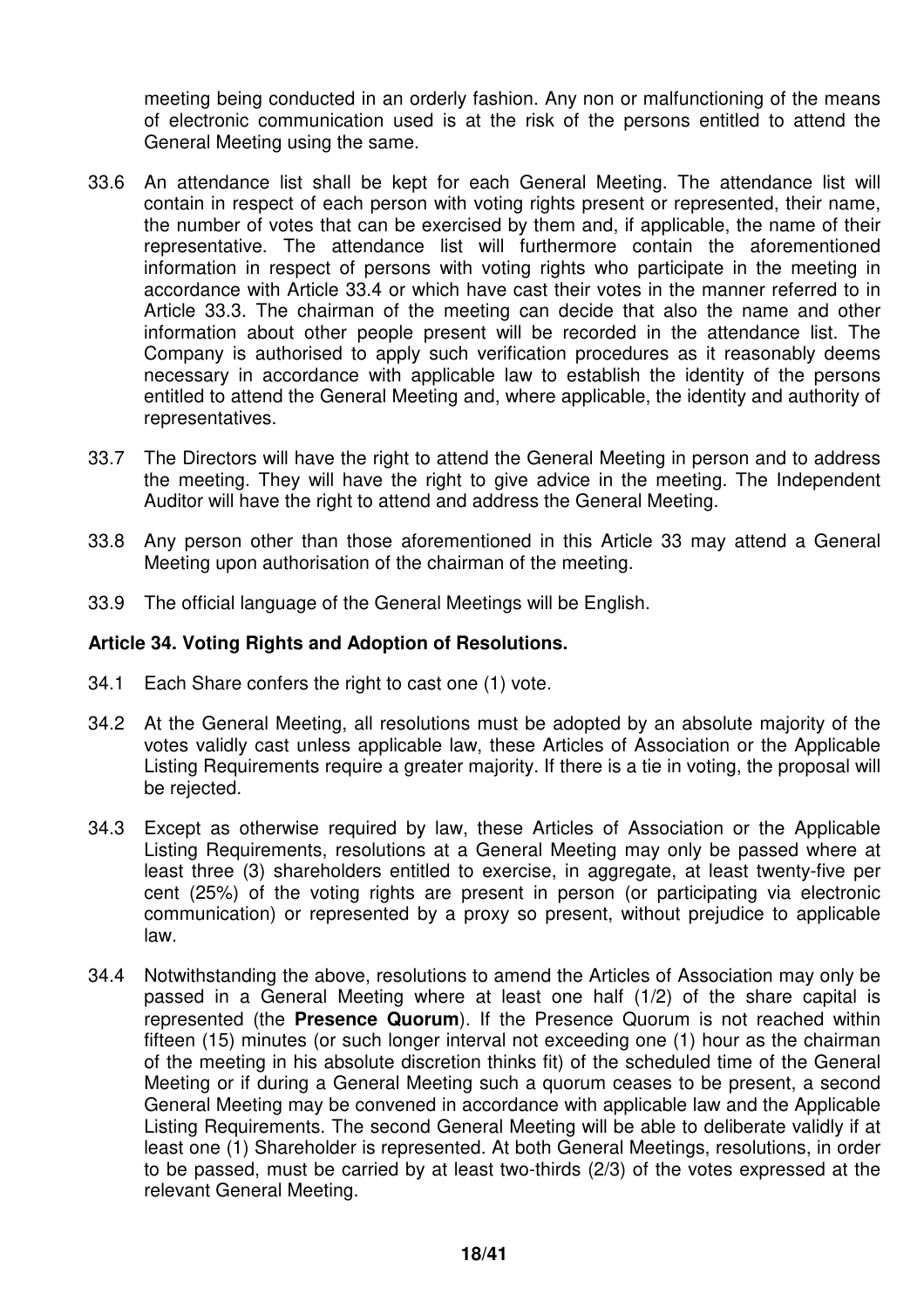meeting being conducted in an orderly fashion. Any non or malfunctioning of the means of electronic communication used is at the risk of the persons entitled to attend the General Meeting using the same.

33.6 An attendance list shall be kept for each General Meeting. The attendance list will contain in respect of each person with voting rights present or represented, their name, the number of votes that can be exercised by them and, if applicable, the name of their representative. The attendance list will furthermore contain the aforementioned information in respect of persons with voting rights who participate in the meeting in accordance with Article 33.4 or which have cast their votes in the manner referred to in Article 33.3. The chairman of the meeting can decide that also the name and other information about other people present will be recorded in the attendance list. The Company is authorised to apply such verification procedures as it reasonably deems necessary in accordance with applicable law to establish the identity of the persons entitled to attend the General Meeting and, where applicable, the identity and authority of representatives.

33.7 The Directors will have the right to attend the General Meeting in person and to address the meeting. They will have the right to give advice in the meeting. The Independent Auditor will have the right to attend and address the General Meeting.

33.8 Any person other than those aforementioned in this Article 33 may attend a General Meeting upon authorisation of the chairman of the meeting.

33.9 The official language of the General Meetings will be English.

**Article 34. Voting Rights and Adoption of Resolutions.**

34.1 Each Share confers the right to cast one (1) vote.

34.2 At the General Meeting, all resolutions must be adopted by an absolute majority of the votes validly cast unless applicable law, these Articles of Association or the Applicable Listing Requirements require a greater majority. If there is a tie in voting, the proposal will be rejected.

34.3 Except as otherwise required by law, these Articles of Association or the Applicable Listing Requirements, resolutions at a General Meeting may only be passed where at least three (3) shareholders entitled to exercise, in aggregate, at least twenty-five per cent (25%) of the voting rights are present in person (or participating via electronic communication) or represented by a proxy so present, without prejudice to applicable law.

34.4 Notwithstanding the above, resolutions to amend the Articles of Association may only be passed in a General Meeting where at least one half (1/2) of the share capital is represented (the **Presence Quorum**). If the Presence Quorum is not reached within fifteen (15) minutes (or such longer interval not exceeding one (1) hour as the chairman of the meeting in his absolute discretion thinks fit) of the scheduled time of the General Meeting or if during a General Meeting such a quorum ceases to be present, a second General Meeting may be convened in accordance with applicable law and the Applicable Listing Requirements. The second General Meeting will be able to deliberate validly if at least one (1) Shareholder is represented. At both General Meetings, resolutions, in order to be passed, must be carried by at least two-thirds (2/3) of the votes expressed at the relevant General Meeting.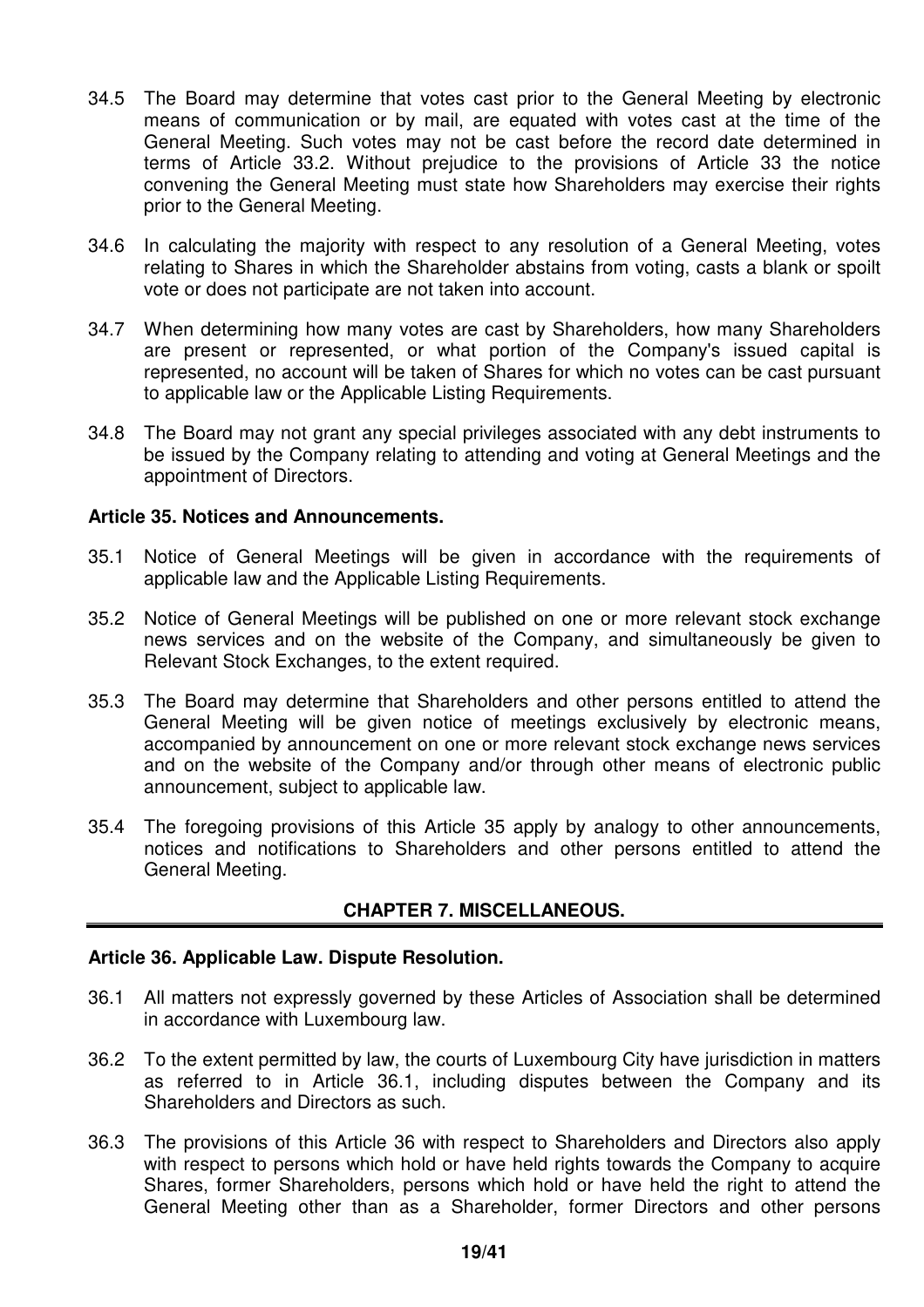34.5 The Board may determine that votes cast prior to the General Meeting by electronic means of communication or by mail, are equated with votes cast at the time of the General Meeting. Such votes may not be cast before the record date determined in terms of Article 33.2. Without prejudice to the provisions of Article 33 the notice convening the General Meeting must state how Shareholders may exercise their rights prior to the General Meeting.

34.6 In calculating the majority with respect to any resolution of a General Meeting, votes relating to Shares in which the Shareholder abstains from voting, casts a blank or spoilt vote or does not participate are not taken into account.

34.7 When determining how many votes are cast by Shareholders, how many Shareholders are present or represented, or what portion of the Company's issued capital is represented, no account will be taken of Shares for which no votes can be cast pursuant to applicable law or the Applicable Listing Requirements.

34.8 The Board may not grant any special privileges associated with any debt instruments to be issued by the Company relating to attending and voting at General Meetings and the appointment of Directors.

**Article 35. Notices and Announcements.**

35.1 Notice of General Meetings will be given in accordance with the requirements of applicable law and the Applicable Listing Requirements.

35.2 Notice of General Meetings will be published on one or more relevant stock exchange news services and on the website of the Company, and simultaneously be given to Relevant Stock Exchanges, to the extent required.

35.3 The Board may determine that Shareholders and other persons entitled to attend the General Meeting will be given notice of meetings exclusively by electronic means, accompanied by announcement on one or more relevant stock exchange news services and on the website of the Company and/or through other means of electronic public announcement, subject to applicable law.

35.4 The foregoing provisions of this Article 35 apply by analogy to other announcements, notices and notifications to Shareholders and other persons entitled to attend the General Meeting.

## CHAPTER 7. MISCELLANEOUS.

**Article 36. Applicable Law. Dispute Resolution.**

36.1 All matters not expressly governed by these Articles of Association shall be determined in accordance with Luxembourg law.

36.2 To the extent permitted by law, the courts of Luxembourg City have jurisdiction in matters as referred to in Article 36.1, including disputes between the Company and its Shareholders and Directors as such.

36.3 The provisions of this Article 36 with respect to Shareholders and Directors also apply with respect to persons which hold or have held rights towards the Company to acquire Shares, former Shareholders, persons which hold or have held the right to attend the General Meeting other than as a Shareholder, former Directors and other persons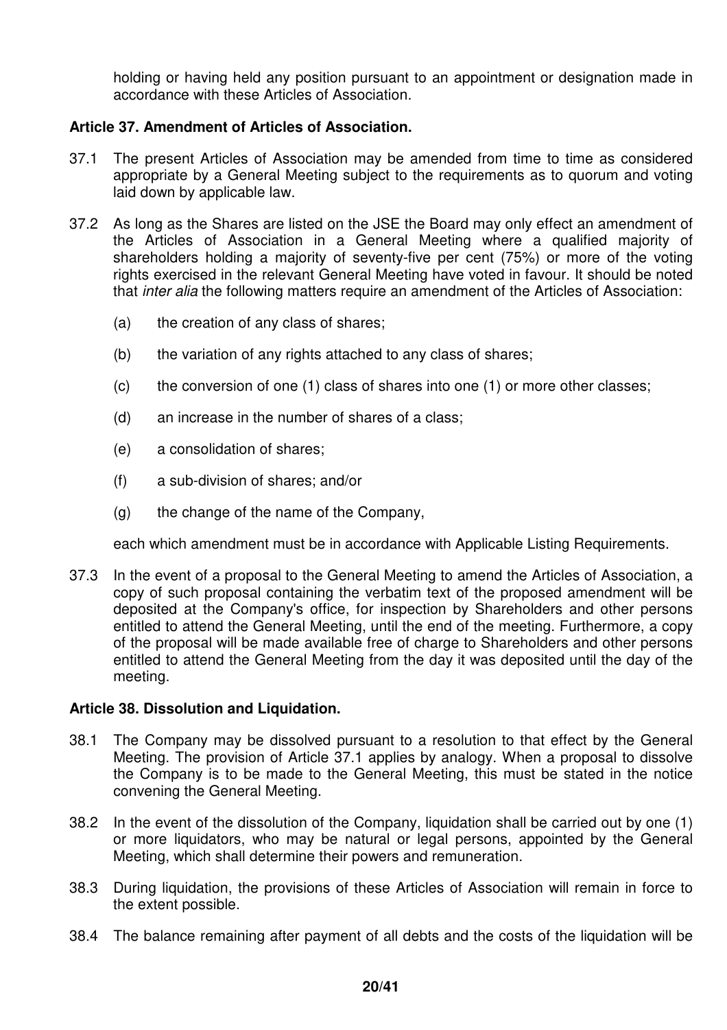holding or having held any position pursuant to an appointment or designation made in accordance with these Articles of Association.

**Article 37. Amendment of Articles of Association.**

37.1 The present Articles of Association may be amended from time to time as considered appropriate by a General Meeting subject to the requirements as to quorum and voting laid down by applicable law.

37.2 As long as the Shares are listed on the JSE the Board may only effect an amendment of the Articles of Association in a General Meeting where a qualified majority of shareholders holding a majority of seventy-five per cent (75%) or more of the voting rights exercised in the relevant General Meeting have voted in favour. It should be noted that *inter alia* the following matters require an amendment of the Articles of Association:

(a) the creation of any class of shares;

(b) the variation of any rights attached to any class of shares;

(c) the conversion of one (1) class of shares into one (1) or more other classes;

(d) an increase in the number of shares of a class;

(e) a consolidation of shares;

(f) a sub-division of shares; and/or

(g) the change of the name of the Company,

each which amendment must be in accordance with Applicable Listing Requirements.

37.3 In the event of a proposal to the General Meeting to amend the Articles of Association, a copy of such proposal containing the verbatim text of the proposed amendment will be deposited at the Company's office, for inspection by Shareholders and other persons entitled to attend the General Meeting, until the end of the meeting. Furthermore, a copy of the proposal will be made available free of charge to Shareholders and other persons entitled to attend the General Meeting from the day it was deposited until the day of the meeting.

**Article 38. Dissolution and Liquidation.**

38.1 The Company may be dissolved pursuant to a resolution to that effect by the General Meeting. The provision of Article 37.1 applies by analogy. When a proposal to dissolve the Company is to be made to the General Meeting, this must be stated in the notice convening the General Meeting.

38.2 In the event of the dissolution of the Company, liquidation shall be carried out by one (1) or more liquidators, who may be natural or legal persons, appointed by the General Meeting, which shall determine their powers and remuneration.

38.3 During liquidation, the provisions of these Articles of Association will remain in force to the extent possible.

38.4 The balance remaining after payment of all debts and the costs of the liquidation will be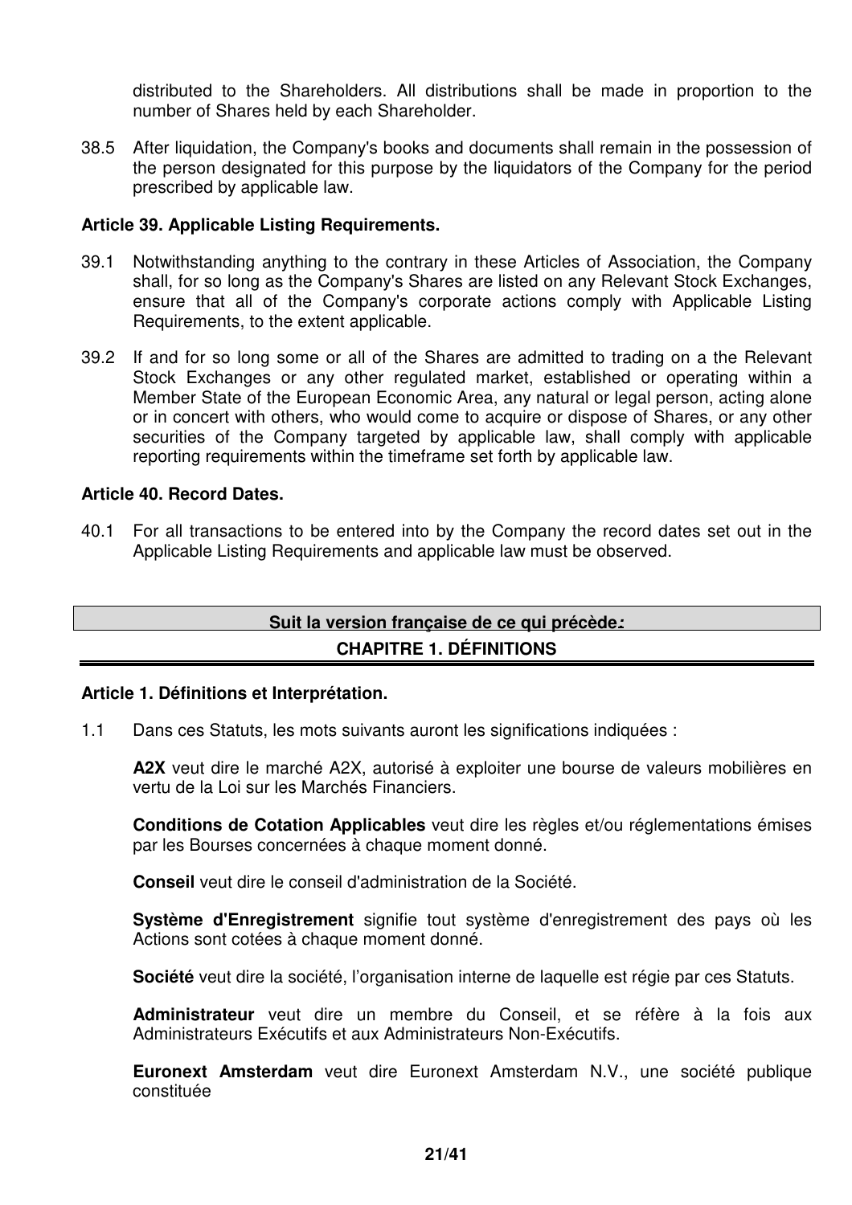distributed to the Shareholders. All distributions shall be made in proportion to the number of Shares held by each Shareholder.

38.5 After liquidation, the Company's books and documents shall remain in the possession of the person designated for this purpose by the liquidators of the Company for the period prescribed by applicable law.

**Article 39. Applicable Listing Requirements.**

39.1 Notwithstanding anything to the contrary in these Articles of Association, the Company shall, for so long as the Company's Shares are listed on any Relevant Stock Exchanges, ensure that all of the Company's corporate actions comply with Applicable Listing Requirements, to the extent applicable.

39.2 If and for so long some or all of the Shares are admitted to trading on a the Relevant Stock Exchanges or any other regulated market, established or operating within a Member State of the European Economic Area, any natural or legal person, acting alone or in concert with others, who would come to acquire or dispose of Shares, or any other securities of the Company targeted by applicable law, shall comply with applicable reporting requirements within the timeframe set forth by applicable law.

**Article 40. Record Dates.**

40.1 For all transactions to be entered into by the Company the record dates set out in the Applicable Listing Requirements and applicable law must be observed.

**Suit la version française de ce qui précède:**

## CHAPITRE 1. DÉFINITIONS

**Article 1. Définitions et Interprétation.**

1.1 Dans ces Statuts, les mots suivants auront les significations indiquées :

**A2X** veut dire le marché A2X, autorisé à exploiter une bourse de valeurs mobilières en vertu de la Loi sur les Marchés Financiers.

**Conditions de Cotation Applicables** veut dire les règles et/ou réglementations émises par les Bourses concernées à chaque moment donné.

**Conseil** veut dire le conseil d'administration de la Société.

**Système d'Enregistrement** signifie tout système d'enregistrement des pays où les Actions sont cotées à chaque moment donné.

**Société** veut dire la société, l'organisation interne de laquelle est régie par ces Statuts.

**Administrateur** veut dire un membre du Conseil, et se réfère à la fois aux Administrateurs Exécutifs et aux Administrateurs Non-Exécutifs.

**Euronext Amsterdam** veut dire Euronext Amsterdam N.V., une société publique constituée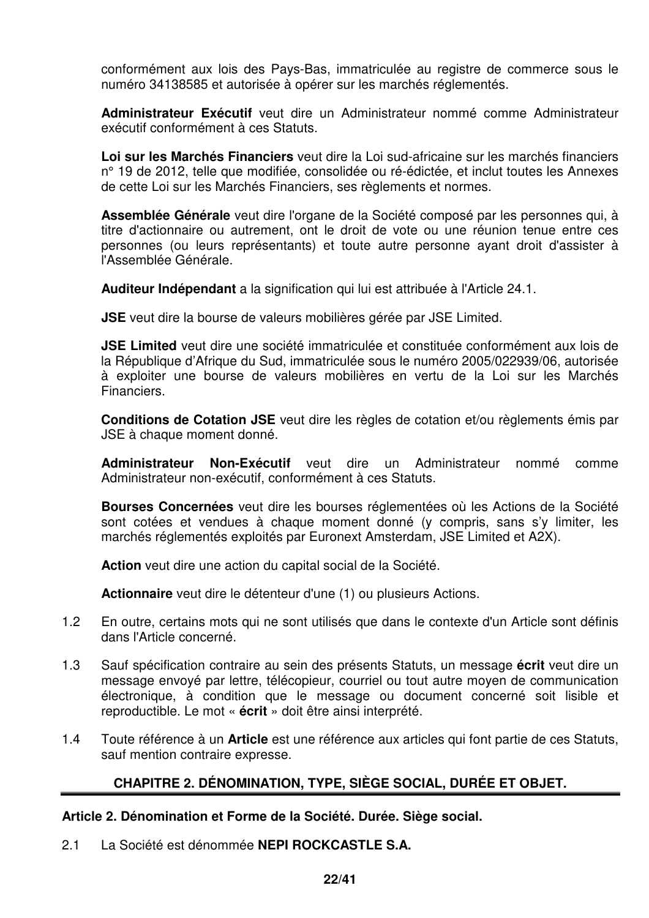conformément aux lois des Pays-Bas, immatriculée au registre de commerce sous le numéro 34138585 et autorisée à opérer sur les marchés réglementés.

**Administrateur Exécutif** veut dire un Administrateur nommé comme Administrateur exécutif conformément à ces Statuts.

**Loi sur les Marchés Financiers** veut dire la Loi sud-africaine sur les marchés financiers n° 19 de 2012, telle que modifiée, consolidée ou ré-édictée, et inclut toutes les Annexes de cette Loi sur les Marchés Financiers, ses règlements et normes.

**Assemblée Générale** veut dire l'organe de la Société composé par les personnes qui, à titre d'actionnaire ou autrement, ont le droit de vote ou une réunion tenue entre ces personnes (ou leurs représentants) et toute autre personne ayant droit d'assister à l'Assemblée Générale.

**Auditeur Indépendant** a la signification qui lui est attribuée à l'Article 24.1.

**JSE** veut dire la bourse de valeurs mobilières gérée par JSE Limited.

**JSE Limited** veut dire une société immatriculée et constituée conformément aux lois de la République d'Afrique du Sud, immatriculée sous le numéro 2005/022939/06, autorisée à exploiter une bourse de valeurs mobilières en vertu de la Loi sur les Marchés Financiers.

**Conditions de Cotation JSE** veut dire les règles de cotation et/ou règlements émis par JSE à chaque moment donné.

**Administrateur Non-Exécutif** veut dire un Administrateur nommé comme Administrateur non-exécutif, conformément à ces Statuts.

**Bourses Concernées** veut dire les bourses réglementées où les Actions de la Société sont cotées et vendues à chaque moment donné (y compris, sans s'y limiter, les marchés réglementés exploités par Euronext Amsterdam, JSE Limited et A2X).

**Action** veut dire une action du capital social de la Société.

**Actionnaire** veut dire le détenteur d'une (1) ou plusieurs Actions.

1.2 En outre, certains mots qui ne sont utilisés que dans le contexte d'un Article sont définis dans l'Article concerné.

1.3 Sauf spécification contraire au sein des présents Statuts, un message **écrit** veut dire un message envoyé par lettre, télécopieur, courriel ou tout autre moyen de communication électronique, à condition que le message ou document concerné soit lisible et reproductible. Le mot « **écrit** » doit être ainsi interprété.

1.4 Toute référence à un **Article** est une référence aux articles qui font partie de ces Statuts, sauf mention contraire expresse.

## CHAPITRE 2. DÉNOMINATION, TYPE, SIÈGE SOCIAL, DURÉE ET OBJET.

### Article 2. Dénomination et Forme de la Société. Durée. Siège social.

2.1 La Société est dénommée **NEPI ROCKCASTLE S.A.**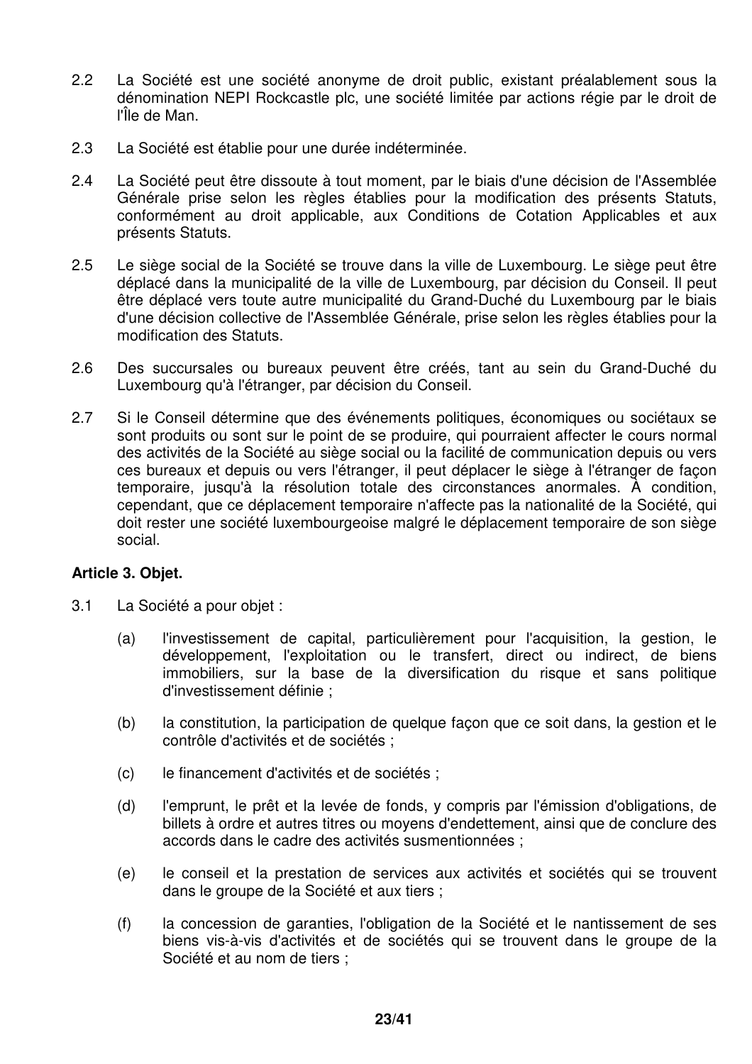2.2 La Société est une société anonyme de droit public, existant préalablement sous la dénomination NEPI Rockcastle plc, une société limitée par actions régie par le droit de l'Île de Man.

2.3 La Société est établie pour une durée indéterminée.

2.4 La Société peut être dissoute à tout moment, par le biais d'une décision de l'Assemblée Générale prise selon les règles établies pour la modification des présents Statuts, conformément au droit applicable, aux Conditions de Cotation Applicables et aux présents Statuts.

2.5 Le siège social de la Société se trouve dans la ville de Luxembourg. Le siège peut être déplacé dans la municipalité de la ville de Luxembourg, par décision du Conseil. Il peut être déplacé vers toute autre municipalité du Grand-Duché du Luxembourg par le biais d'une décision collective de l'Assemblée Générale, prise selon les règles établies pour la modification des Statuts.

2.6 Des succursales ou bureaux peuvent être créés, tant au sein du Grand-Duché du Luxembourg qu'à l'étranger, par décision du Conseil.

2.7 Si le Conseil détermine que des événements politiques, économiques ou sociétaux se sont produits ou sont sur le point de se produire, qui pourraient affecter le cours normal des activités de la Société au siège social ou la facilité de communication depuis ou vers ces bureaux et depuis ou vers l'étranger, il peut déplacer le siège à l'étranger de façon temporaire, jusqu'à la résolution totale des circonstances anormales. À condition, cependant, que ce déplacement temporaire n'affecte pas la nationalité de la Société, qui doit rester une société luxembourgeoise malgré le déplacement temporaire de son siège social.

**Article 3. Objet.**

3.1 La Société a pour objet :

(a) l'investissement de capital, particulièrement pour l'acquisition, la gestion, le développement, l'exploitation ou le transfert, direct ou indirect, de biens immobiliers, sur la base de la diversification du risque et sans politique d'investissement définie ;

(b) la constitution, la participation de quelque façon que ce soit dans, la gestion et le contrôle d'activités et de sociétés ;

(c) le financement d'activités et de sociétés ;

(d) l'emprunt, le prêt et la levée de fonds, y compris par l'émission d'obligations, de billets à ordre et autres titres ou moyens d'endettement, ainsi que de conclure des accords dans le cadre des activités susmentionnées ;

(e) le conseil et la prestation de services aux activités et sociétés qui se trouvent dans le groupe de la Société et aux tiers ;

(f) la concession de garanties, l'obligation de la Société et le nantissement de ses biens vis-à-vis d'activités et de sociétés qui se trouvent dans le groupe de la Société et au nom de tiers ;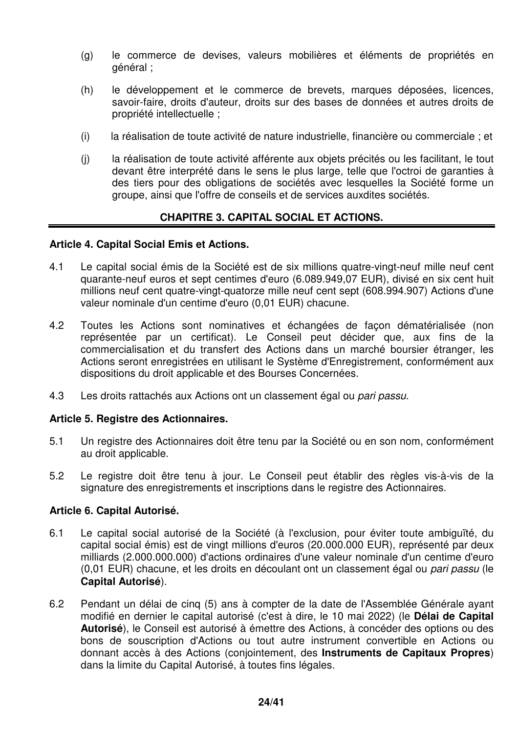(g) le commerce de devises, valeurs mobilières et éléments de propriétés en général ;

(h) le développement et le commerce de brevets, marques déposées, licences, savoir-faire, droits d'auteur, droits sur des bases de données et autres droits de propriété intellectuelle ;

(i) la réalisation de toute activité de nature industrielle, financière ou commerciale ; et

(j) la réalisation de toute activité afférente aux objets précités ou les facilitant, le tout devant être interprété dans le sens le plus large, telle que l'octroi de garanties à des tiers pour des obligations de sociétés avec lesquelles la Société forme un groupe, ainsi que l'offre de conseils et de services auxdites sociétés.

## CHAPITRE 3. CAPITAL SOCIAL ET ACTIONS.

### Article 4. Capital Social Emis et Actions.

4.1 Le capital social émis de la Société est de six millions quatre-vingt-neuf mille neuf cent quarante-neuf euros et sept centimes d'euro (6.089.949,07 EUR), divisé en six cent huit millions neuf cent quatre-vingt-quatorze mille neuf cent sept (608.994.907) Actions d'une valeur nominale d'un centime d'euro (0,01 EUR) chacune.

4.2 Toutes les Actions sont nominatives et échangées de façon dématérialisée (non représentée par un certificat). Le Conseil peut décider que, aux fins de la commercialisation et du transfert des Actions dans un marché boursier étranger, les Actions seront enregistrées en utilisant le Système d'Enregistrement, conformément aux dispositions du droit applicable et des Bourses Concernées.

4.3 Les droits rattachés aux Actions ont un classement égal ou *pari passu*.

### Article 5. Registre des Actionnaires.

5.1 Un registre des Actionnaires doit être tenu par la Société ou en son nom, conformément au droit applicable.

5.2 Le registre doit être tenu à jour. Le Conseil peut établir des règles vis-à-vis de la signature des enregistrements et inscriptions dans le registre des Actionnaires.

### Article 6. Capital Autorisé.

6.1 Le capital social autorisé de la Société (à l'exclusion, pour éviter toute ambiguïté, du capital social émis) est de vingt millions d'euros (20.000.000 EUR), représenté par deux milliards (2.000.000.000) d'actions ordinaires d'une valeur nominale d'un centime d'euro (0,01 EUR) chacune, et les droits en découlant ont un classement égal ou *pari passu* (le **Capital Autorisé**).

6.2 Pendant un délai de cinq (5) ans à compter de la date de l'Assemblée Générale ayant modifié en dernier le capital autorisé (c'est à dire, le 10 mai 2022) (le **Délai de Capital Autorisé**), le Conseil est autorisé à émettre des Actions, à concéder des options ou des bons de souscription d'Actions ou tout autre instrument convertible en Actions ou donnant accès à des Actions (conjointement, des **Instruments de Capitaux Propres**) dans la limite du Capital Autorisé, à toutes fins légales.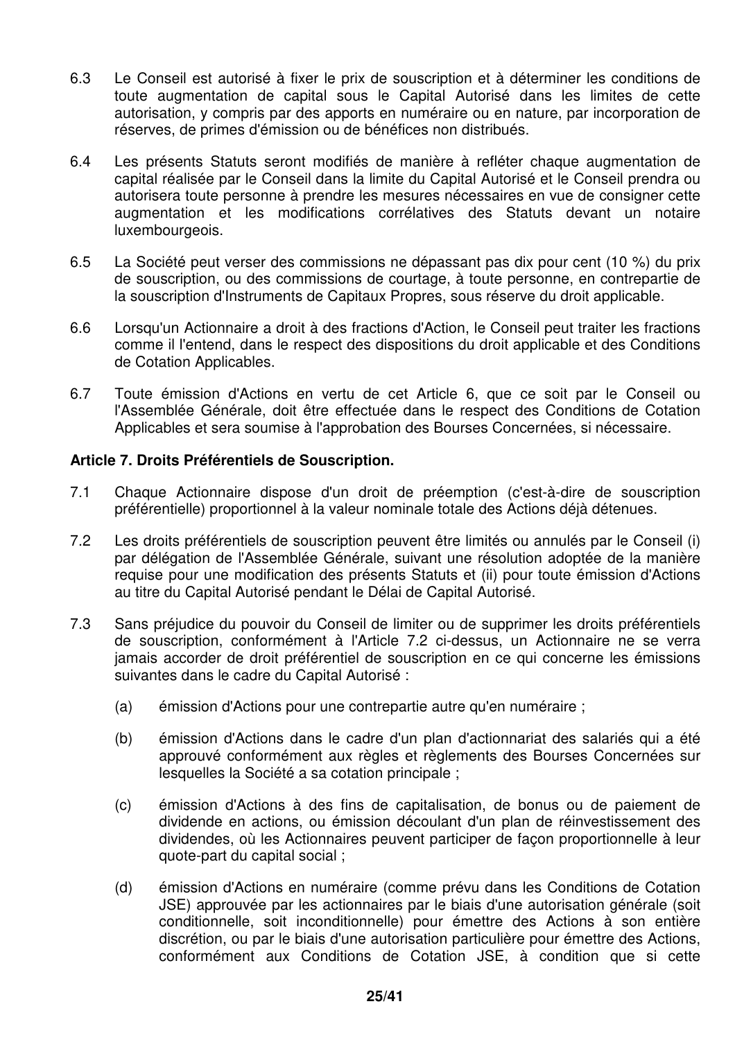6.3 Le Conseil est autorisé à fixer le prix de souscription et à déterminer les conditions de toute augmentation de capital sous le Capital Autorisé dans les limites de cette autorisation, y compris par des apports en numéraire ou en nature, par incorporation de réserves, de primes d'émission ou de bénéfices non distribués.

6.4 Les présents Statuts seront modifiés de manière à refléter chaque augmentation de capital réalisée par le Conseil dans la limite du Capital Autorisé et le Conseil prendra ou autorisera toute personne à prendre les mesures nécessaires en vue de consigner cette augmentation et les modifications corrélatives des Statuts devant un notaire luxembourgeois.

6.5 La Société peut verser des commissions ne dépassant pas dix pour cent (10 %) du prix de souscription, ou des commissions de courtage, à toute personne, en contrepartie de la souscription d'Instruments de Capitaux Propres, sous réserve du droit applicable.

6.6 Lorsqu'un Actionnaire a droit à des fractions d'Action, le Conseil peut traiter les fractions comme il l'entend, dans le respect des dispositions du droit applicable et des Conditions de Cotation Applicables.

6.7 Toute émission d'Actions en vertu de cet Article 6, que ce soit par le Conseil ou l'Assemblée Générale, doit être effectuée dans le respect des Conditions de Cotation Applicables et sera soumise à l'approbation des Bourses Concernées, si nécessaire.

**Article 7. Droits Préférentiels de Souscription.**

7.1 Chaque Actionnaire dispose d'un droit de préemption (c'est-à-dire de souscription préférentielle) proportionnel à la valeur nominale totale des Actions déjà détenues.

7.2 Les droits préférentiels de souscription peuvent être limités ou annulés par le Conseil (i) par délégation de l'Assemblée Générale, suivant une résolution adoptée de la manière requise pour une modification des présents Statuts et (ii) pour toute émission d'Actions au titre du Capital Autorisé pendant le Délai de Capital Autorisé.

7.3 Sans préjudice du pouvoir du Conseil de limiter ou de supprimer les droits préférentiels de souscription, conformément à l'Article 7.2 ci-dessus, un Actionnaire ne se verra jamais accorder de droit préférentiel de souscription en ce qui concerne les émissions suivantes dans le cadre du Capital Autorisé :

(a) émission d'Actions pour une contrepartie autre qu'en numéraire ;

(b) émission d'Actions dans le cadre d'un plan d'actionnariat des salariés qui a été approuvé conformément aux règles et règlements des Bourses Concernées sur lesquelles la Société a sa cotation principale ;

(c) émission d'Actions à des fins de capitalisation, de bonus ou de paiement de dividende en actions, ou émission découlant d'un plan de réinvestissement des dividendes, où les Actionnaires peuvent participer de façon proportionnelle à leur quote-part du capital social ;

(d) émission d'Actions en numéraire (comme prévu dans les Conditions de Cotation JSE) approuvée par les actionnaires par le biais d'une autorisation générale (soit conditionnelle, soit inconditionnelle) pour émettre des Actions à son entière discrétion, ou par le biais d'une autorisation particulière pour émettre des Actions, conformément aux Conditions de Cotation JSE, à condition que si cette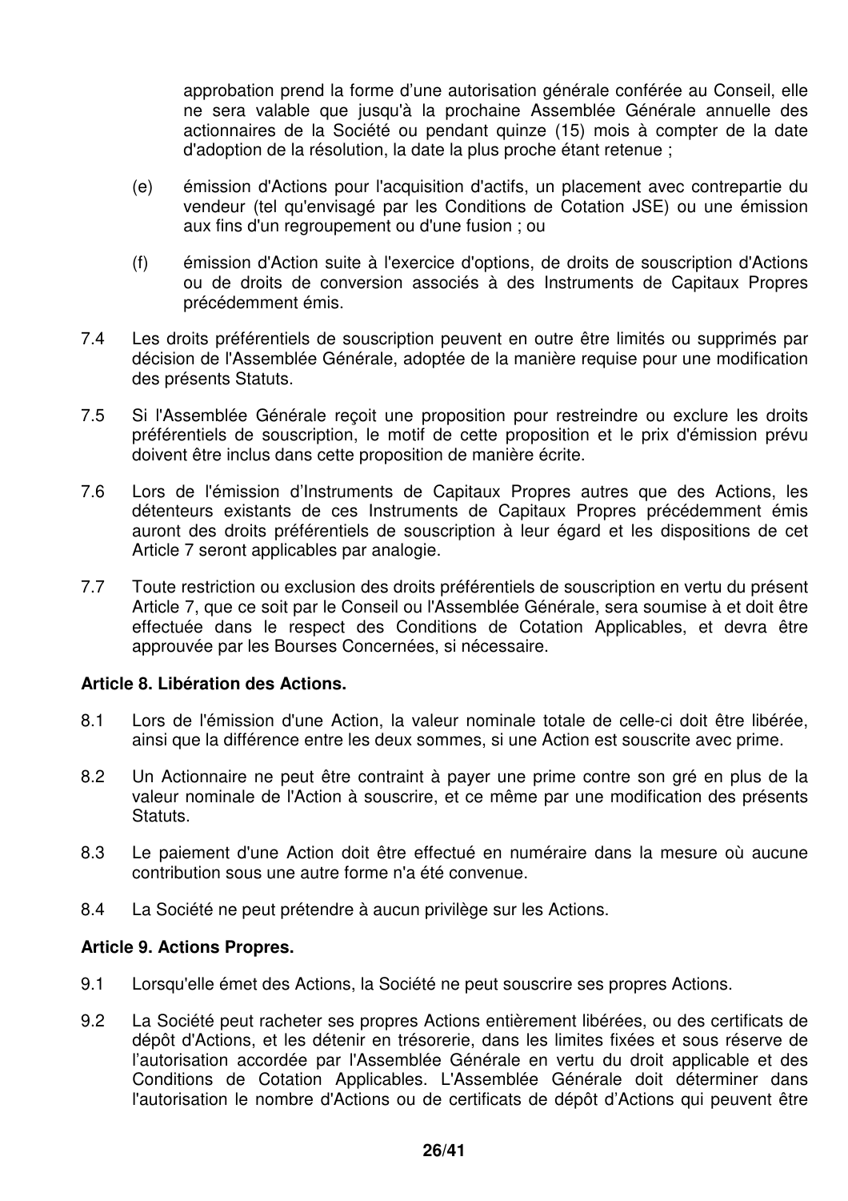approbation prend la forme d'une autorisation générale conférée au Conseil, elle ne sera valable que jusqu'à la prochaine Assemblée Générale annuelle des actionnaires de la Société ou pendant quinze (15) mois à compter de la date d'adoption de la résolution, la date la plus proche étant retenue ;

(e) émission d'Actions pour l'acquisition d'actifs, un placement avec contrepartie du vendeur (tel qu'envisagé par les Conditions de Cotation JSE) ou une émission aux fins d'un regroupement ou d'une fusion ; ou

(f) émission d'Action suite à l'exercice d'options, de droits de souscription d'Actions ou de droits de conversion associés à des Instruments de Capitaux Propres précédemment émis.

7.4 Les droits préférentiels de souscription peuvent en outre être limités ou supprimés par décision de l'Assemblée Générale, adoptée de la manière requise pour une modification des présents Statuts.

7.5 Si l'Assemblée Générale reçoit une proposition pour restreindre ou exclure les droits préférentiels de souscription, le motif de cette proposition et le prix d'émission prévu doivent être inclus dans cette proposition de manière écrite.

7.6 Lors de l'émission d'Instruments de Capitaux Propres autres que des Actions, les détenteurs existants de ces Instruments de Capitaux Propres précédemment émis auront des droits préférentiels de souscription à leur égard et les dispositions de cet Article 7 seront applicables par analogie.

7.7 Toute restriction ou exclusion des droits préférentiels de souscription en vertu du présent Article 7, que ce soit par le Conseil ou l'Assemblée Générale, sera soumise à et doit être effectuée dans le respect des Conditions de Cotation Applicables, et devra être approuvée par les Bourses Concernées, si nécessaire.

**Article 8. Libération des Actions.**

8.1 Lors de l'émission d'une Action, la valeur nominale totale de celle-ci doit être libérée, ainsi que la différence entre les deux sommes, si une Action est souscrite avec prime.

8.2 Un Actionnaire ne peut être contraint à payer une prime contre son gré en plus de la valeur nominale de l'Action à souscrire, et ce même par une modification des présents Statuts.

8.3 Le paiement d'une Action doit être effectué en numéraire dans la mesure où aucune contribution sous une autre forme n'a été convenue.

8.4 La Société ne peut prétendre à aucun privilège sur les Actions.

**Article 9. Actions Propres.**

9.1 Lorsqu'elle émet des Actions, la Société ne peut souscrire ses propres Actions.

9.2 La Société peut racheter ses propres Actions entièrement libérées, ou des certificats de dépôt d'Actions, et les détenir en trésorerie, dans les limites fixées et sous réserve de l'autorisation accordée par l'Assemblée Générale en vertu du droit applicable et des Conditions de Cotation Applicables. L'Assemblée Générale doit déterminer dans l'autorisation le nombre d'Actions ou de certificats de dépôt d'Actions qui peuvent être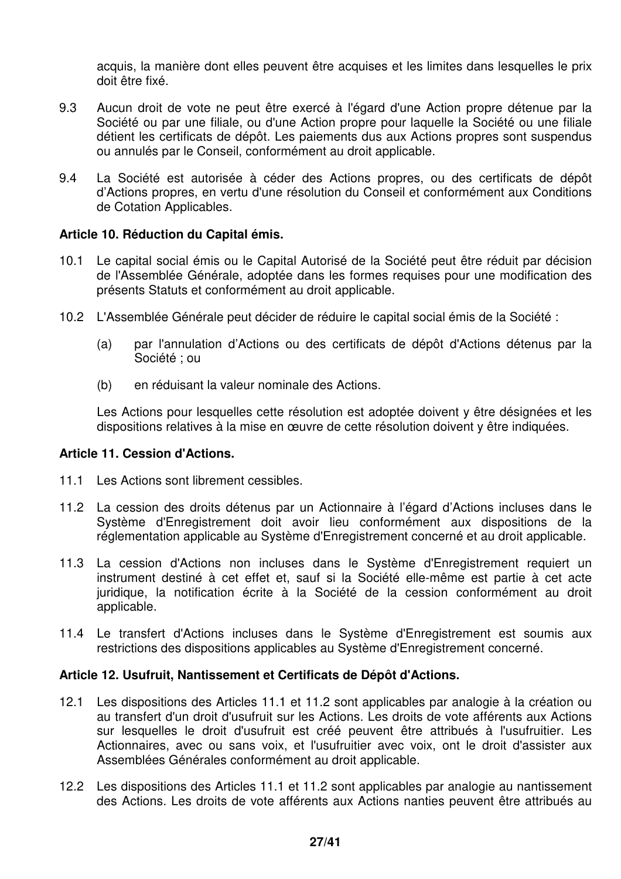acquis, la manière dont elles peuvent être acquises et les limites dans lesquelles le prix doit être fixé.

9.3 Aucun droit de vote ne peut être exercé à l'égard d'une Action propre détenue par la Société ou par une filiale, ou d'une Action propre pour laquelle la Société ou une filiale détient les certificats de dépôt. Les paiements dus aux Actions propres sont suspendus ou annulés par le Conseil, conformément au droit applicable.

9.4 La Société est autorisée à céder des Actions propres, ou des certificats de dépôt d'Actions propres, en vertu d'une résolution du Conseil et conformément aux Conditions de Cotation Applicables.

**Article 10. Réduction du Capital émis.**

10.1 Le capital social émis ou le Capital Autorisé de la Société peut être réduit par décision de l'Assemblée Générale, adoptée dans les formes requises pour une modification des présents Statuts et conformément au droit applicable.

10.2 L'Assemblée Générale peut décider de réduire le capital social émis de la Société :

(a) par l'annulation d'Actions ou des certificats de dépôt d'Actions détenus par la Société ; ou

(b) en réduisant la valeur nominale des Actions.

Les Actions pour lesquelles cette résolution est adoptée doivent y être désignées et les dispositions relatives à la mise en œuvre de cette résolution doivent y être indiquées.

**Article 11. Cession d'Actions.**

11.1 Les Actions sont librement cessibles.

11.2 La cession des droits détenus par un Actionnaire à l'égard d'Actions incluses dans le Système d'Enregistrement doit avoir lieu conformément aux dispositions de la réglementation applicable au Système d'Enregistrement concerné et au droit applicable.

11.3 La cession d'Actions non incluses dans le Système d'Enregistrement requiert un instrument destiné à cet effet et, sauf si la Société elle-même est partie à cet acte juridique, la notification écrite à la Société de la cession conformément au droit applicable.

11.4 Le transfert d'Actions incluses dans le Système d'Enregistrement est soumis aux restrictions des dispositions applicables au Système d'Enregistrement concerné.

**Article 12. Usufruit, Nantissement et Certificats de Dépôt d'Actions.**

12.1 Les dispositions des Articles 11.1 et 11.2 sont applicables par analogie à la création ou au transfert d'un droit d'usufruit sur les Actions. Les droits de vote afférents aux Actions sur lesquelles le droit d'usufruit est créé peuvent être attribués à l'usufruitier. Les Actionnaires, avec ou sans voix, et l'usufruitier avec voix, ont le droit d'assister aux Assemblées Générales conformément au droit applicable.

12.2 Les dispositions des Articles 11.1 et 11.2 sont applicables par analogie au nantissement des Actions. Les droits de vote afférents aux Actions nanties peuvent être attribués au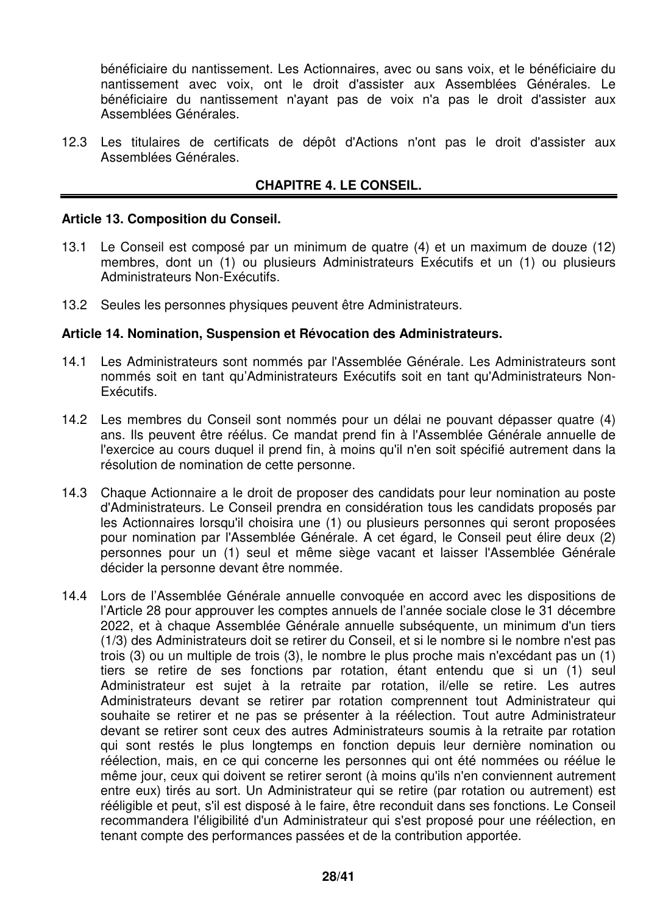bénéficiaire du nantissement. Les Actionnaires, avec ou sans voix, et le bénéficiaire du nantissement avec voix, ont le droit d'assister aux Assemblées Générales. Le bénéficiaire du nantissement n'ayant pas de voix n'a pas le droit d'assister aux Assemblées Générales.

12.3 Les titulaires de certificats de dépôt d'Actions n'ont pas le droit d'assister aux Assemblées Générales.

## CHAPITRE 4. LE CONSEIL.

### Article 13. Composition du Conseil.

13.1 Le Conseil est composé par un minimum de quatre (4) et un maximum de douze (12) membres, dont un (1) ou plusieurs Administrateurs Exécutifs et un (1) ou plusieurs Administrateurs Non-Exécutifs.

13.2 Seules les personnes physiques peuvent être Administrateurs.

### Article 14. Nomination, Suspension et Révocation des Administrateurs.

14.1 Les Administrateurs sont nommés par l'Assemblée Générale. Les Administrateurs sont nommés soit en tant qu'Administrateurs Exécutifs soit en tant qu'Administrateurs Non-Exécutifs.

14.2 Les membres du Conseil sont nommés pour un délai ne pouvant dépasser quatre (4) ans. Ils peuvent être réélus. Ce mandat prend fin à l'Assemblée Générale annuelle de l'exercice au cours duquel il prend fin, à moins qu'il n'en soit spécifié autrement dans la résolution de nomination de cette personne.

14.3 Chaque Actionnaire a le droit de proposer des candidats pour leur nomination au poste d'Administrateurs. Le Conseil prendra en considération tous les candidats proposés par les Actionnaires lorsqu'il choisira une (1) ou plusieurs personnes qui seront proposées pour nomination par l'Assemblée Générale. A cet égard, le Conseil peut élire deux (2) personnes pour un (1) seul et même siège vacant et laisser l'Assemblée Générale décider la personne devant être nommée.

14.4 Lors de l'Assemblée Générale annuelle convoquée en accord avec les dispositions de l'Article 28 pour approuver les comptes annuels de l'année sociale close le 31 décembre 2022, et à chaque Assemblée Générale annuelle subséquente, un minimum d'un tiers (1/3) des Administrateurs doit se retirer du Conseil, et si le nombre si le nombre n'est pas trois (3) ou un multiple de trois (3), le nombre le plus proche mais n'excédant pas un (1) tiers se retire de ses fonctions par rotation, étant entendu que si un (1) seul Administrateur est sujet à la retraite par rotation, il/elle se retire. Les autres Administrateurs devant se retirer par rotation comprennent tout Administrateur qui souhaite se retirer et ne pas se présenter à la réélection. Tout autre Administrateur devant se retirer sont ceux des autres Administrateurs soumis à la retraite par rotation qui sont restés le plus longtemps en fonction depuis leur dernière nomination ou réélection, mais, en ce qui concerne les personnes qui ont été nommées ou réélue le même jour, ceux qui doivent se retirer seront (à moins qu'ils n'en conviennent autrement entre eux) tirés au sort. Un Administrateur qui se retire (par rotation ou autrement) est rééligible et peut, s'il est disposé à le faire, être reconduit dans ses fonctions. Le Conseil recommandera l'éligibilité d'un Administrateur qui s'est proposé pour une réélection, en tenant compte des performances passées et de la contribution apportée.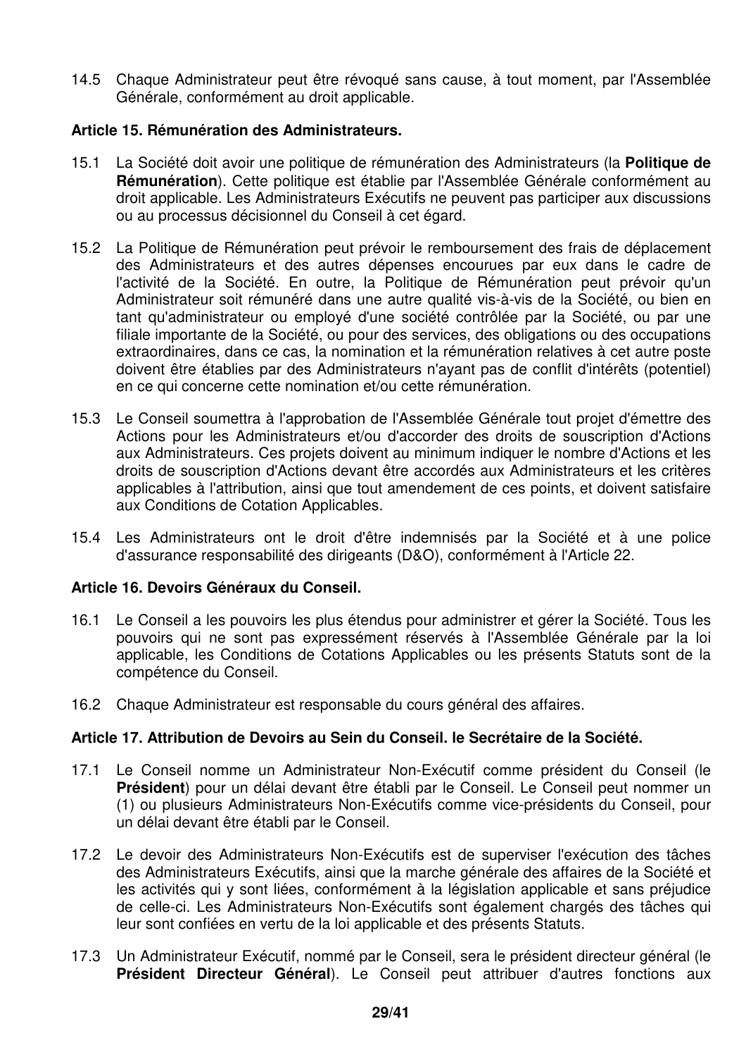14.5 Chaque Administrateur peut être révoqué sans cause, à tout moment, par l'Assemblée Générale, conformément au droit applicable.

**Article 15. Rémunération des Administrateurs.**

15.1 La Société doit avoir une politique de rémunération des Administrateurs (la **Politique de Rémunération**). Cette politique est établie par l'Assemblée Générale conformément au droit applicable. Les Administrateurs Exécutifs ne peuvent pas participer aux discussions ou au processus décisionnel du Conseil à cet égard.

15.2 La Politique de Rémunération peut prévoir le remboursement des frais de déplacement des Administrateurs et des autres dépenses encourues par eux dans le cadre de l'activité de la Société. En outre, la Politique de Rémunération peut prévoir qu'un Administrateur soit rémunéré dans une autre qualité vis-à-vis de la Société, ou bien en tant qu'administrateur ou employé d'une société contrôlée par la Société, ou par une filiale importante de la Société, ou pour des services, des obligations ou des occupations extraordinaires, dans ce cas, la nomination et la rémunération relatives à cet autre poste doivent être établies par des Administrateurs n'ayant pas de conflit d'intérêts (potentiel) en ce qui concerne cette nomination et/ou cette rémunération.

15.3 Le Conseil soumettra à l'approbation de l'Assemblée Générale tout projet d'émettre des Actions pour les Administrateurs et/ou d'accorder des droits de souscription d'Actions aux Administrateurs. Ces projets doivent au minimum indiquer le nombre d'Actions et les droits de souscription d'Actions devant être accordés aux Administrateurs et les critères applicables à l'attribution, ainsi que tout amendement de ces points, et doivent satisfaire aux Conditions de Cotation Applicables.

15.4 Les Administrateurs ont le droit d'être indemnisés par la Société et à une police d'assurance responsabilité des dirigeants (D&O), conformément à l'Article 22.

**Article 16. Devoirs Généraux du Conseil.**

16.1 Le Conseil a les pouvoirs les plus étendus pour administrer et gérer la Société. Tous les pouvoirs qui ne sont pas expressément réservés à l'Assemblée Générale par la loi applicable, les Conditions de Cotations Applicables ou les présents Statuts sont de la compétence du Conseil.

16.2 Chaque Administrateur est responsable du cours général des affaires.

**Article 17. Attribution de Devoirs au Sein du Conseil. le Secrétaire de la Société.**

17.1 Le Conseil nomme un Administrateur Non-Exécutif comme président du Conseil (le **Président**) pour un délai devant être établi par le Conseil. Le Conseil peut nommer un (1) ou plusieurs Administrateurs Non-Exécutifs comme vice-présidents du Conseil, pour un délai devant être établi par le Conseil.

17.2 Le devoir des Administrateurs Non-Exécutifs est de superviser l'exécution des tâches des Administrateurs Exécutifs, ainsi que la marche générale des affaires de la Société et les activités qui y sont liées, conformément à la législation applicable et sans préjudice de celle-ci. Les Administrateurs Non-Exécutifs sont également chargés des tâches qui leur sont confiées en vertu de la loi applicable et des présents Statuts.

17.3 Un Administrateur Exécutif, nommé par le Conseil, sera le président directeur général (le **Président Directeur Général**). Le Conseil peut attribuer d'autres fonctions aux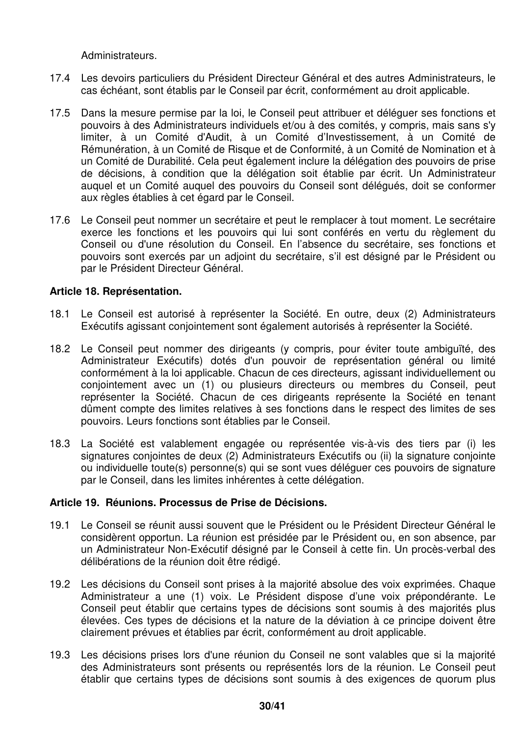Administrateurs.

17.4 Les devoirs particuliers du Président Directeur Général et des autres Administrateurs, le cas échéant, sont établis par le Conseil par écrit, conformément au droit applicable.

17.5 Dans la mesure permise par la loi, le Conseil peut attribuer et déléguer ses fonctions et pouvoirs à des Administrateurs individuels et/ou à des comités, y compris, mais sans s'y limiter, à un Comité d'Audit, à un Comité d'Investissement, à un Comité de Rémunération, à un Comité de Risque et de Conformité, à un Comité de Nomination et à un Comité de Durabilité. Cela peut également inclure la délégation des pouvoirs de prise de décisions, à condition que la délégation soit établie par écrit. Un Administrateur auquel et un Comité auquel des pouvoirs du Conseil sont délégués, doit se conformer aux règles établies à cet égard par le Conseil.

17.6 Le Conseil peut nommer un secrétaire et peut le remplacer à tout moment. Le secrétaire exerce les fonctions et les pouvoirs qui lui sont conférés en vertu du règlement du Conseil ou d'une résolution du Conseil. En l'absence du secrétaire, ses fonctions et pouvoirs sont exercés par un adjoint du secrétaire, s'il est désigné par le Président ou par le Président Directeur Général.

**Article 18. Représentation.**

18.1 Le Conseil est autorisé à représenter la Société. En outre, deux (2) Administrateurs Exécutifs agissant conjointement sont également autorisés à représenter la Société.

18.2 Le Conseil peut nommer des dirigeants (y compris, pour éviter toute ambiguïté, des Administrateur Exécutifs) dotés d'un pouvoir de représentation général ou limité conformément à la loi applicable. Chacun de ces directeurs, agissant individuellement ou conjointement avec un (1) ou plusieurs directeurs ou membres du Conseil, peut représenter la Société. Chacun de ces dirigeants représente la Société en tenant dûment compte des limites relatives à ses fonctions dans le respect des limites de ses pouvoirs. Leurs fonctions sont établies par le Conseil.

18.3 La Société est valablement engagée ou représentée vis-à-vis des tiers par (i) les signatures conjointes de deux (2) Administrateurs Exécutifs ou (ii) la signature conjointe ou individuelle toute(s) personne(s) qui se sont vues déléguer ces pouvoirs de signature par le Conseil, dans les limites inhérentes à cette délégation.

**Article 19. Réunions. Processus de Prise de Décisions.**

19.1 Le Conseil se réunit aussi souvent que le Président ou le Président Directeur Général le considèrent opportun. La réunion est présidée par le Président ou, en son absence, par un Administrateur Non-Exécutif désigné par le Conseil à cette fin. Un procès-verbal des délibérations de la réunion doit être rédigé.

19.2 Les décisions du Conseil sont prises à la majorité absolue des voix exprimées. Chaque Administrateur a un (1) voix. Le Président dispose d'une voix prépondérante. Le Conseil peut établir que certains types de décisions sont soumis à des majorités plus élevées. Ces types de décisions et la nature de la déviation à ce principe doivent être clairement prévues et établies par écrit, conformément au droit applicable.

19.3 Les décisions prises lors d'une réunion du Conseil ne sont valables que si la majorité des Administrateurs sont présents ou représentés lors de la réunion. Le Conseil peut établir que certains types de décisions sont soumis à des exigences de quorum plus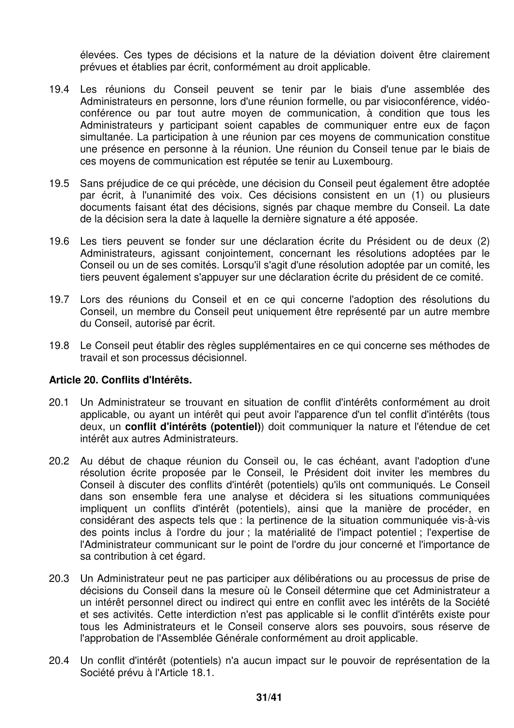élevées. Ces types de décisions et la nature de la déviation doivent être clairement prévues et établies par écrit, conformément au droit applicable.

19.4 Les réunions du Conseil peuvent se tenir par le biais d'une assemblée des Administrateurs en personne, lors d'une réunion formelle, ou par visioconférence, vidéo-conférence ou par tout autre moyen de communication, à condition que tous les Administrateurs y participant soient capables de communiquer entre eux de façon simultanée. La participation à une réunion par ces moyens de communication constitue une présence en personne à la réunion. Une réunion du Conseil tenue par le biais de ces moyens de communication est réputée se tenir au Luxembourg.

19.5 Sans préjudice de ce qui précède, une décision du Conseil peut également être adoptée par écrit, à l'unanimité des voix. Ces décisions consistent en un (1) ou plusieurs documents faisant état des décisions, signés par chaque membre du Conseil. La date de la décision sera la date à laquelle la dernière signature a été apposée.

19.6 Les tiers peuvent se fonder sur une déclaration écrite du Président ou de deux (2) Administrateurs, agissant conjointement, concernant les résolutions adoptées par le Conseil ou un de ses comités. Lorsqu'il s'agit d'une résolution adoptée par un comité, les tiers peuvent également s'appuyer sur une déclaration écrite du président de ce comité.

19.7 Lors des réunions du Conseil et en ce qui concerne l'adoption des résolutions du Conseil, un membre du Conseil peut uniquement être représenté par un autre membre du Conseil, autorisé par écrit.

19.8 Le Conseil peut établir des règles supplémentaires en ce qui concerne ses méthodes de travail et son processus décisionnel.

**Article 20. Conflits d'Intérêts.**

20.1 Un Administrateur se trouvant en situation de conflit d'intérêts conformément au droit applicable, ou ayant un intérêt qui peut avoir l'apparence d'un tel conflit d'intérêts (tous deux, un **conflit d'intérêts (potentiel)**) doit communiquer la nature et l'étendue de cet intérêt aux autres Administrateurs.

20.2 Au début de chaque réunion du Conseil ou, le cas échéant, avant l'adoption d'une résolution écrite proposée par le Conseil, le Président doit inviter les membres du Conseil à discuter des conflits d'intérêt (potentiels) qu'ils ont communiqués. Le Conseil dans son ensemble fera une analyse et décidera si les situations communiquées impliquent un conflits d'intérêt (potentiels), ainsi que la manière de procéder, en considérant des aspects tels que : la pertinence de la situation communiquée vis-à-vis des points inclus à l'ordre du jour ; la matérialité de l'impact potentiel ; l'expertise de l'Administrateur communicant sur le point de l'ordre du jour concerné et l'importance de sa contribution à cet égard.

20.3 Un Administrateur peut ne pas participer aux délibérations ou au processus de prise de décisions du Conseil dans la mesure où le Conseil détermine que cet Administrateur a un intérêt personnel direct ou indirect qui entre en conflit avec les intérêts de la Société et ses activités. Cette interdiction n'est pas applicable si le conflit d'intérêts existe pour tous les Administrateurs et le Conseil conserve alors ses pouvoirs, sous réserve de l'approbation de l'Assemblée Générale conformément au droit applicable.

20.4 Un conflit d'intérêt (potentiels) n'a aucun impact sur le pouvoir de représentation de la Société prévu à l'Article 18.1.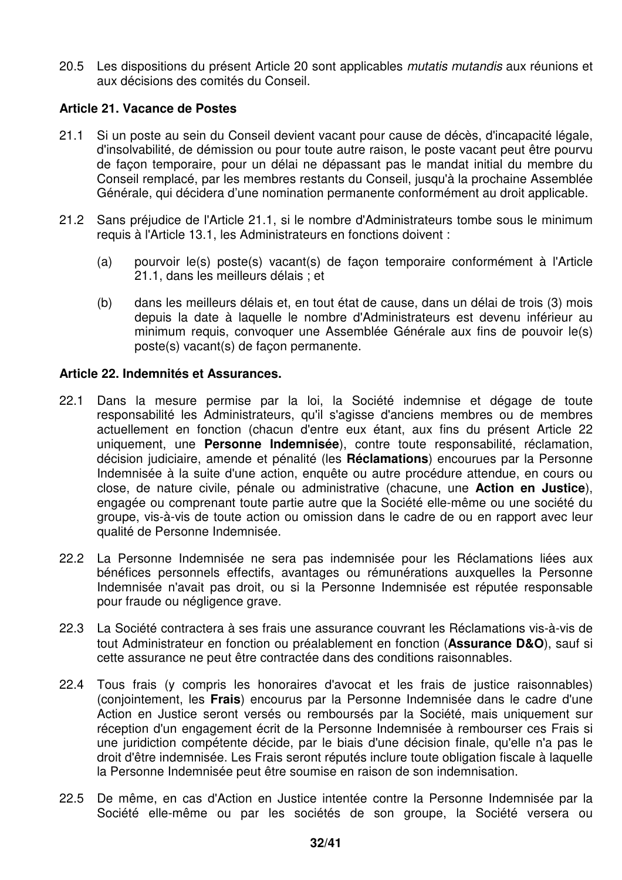20.5 Les dispositions du présent Article 20 sont applicables *mutatis mutandis* aux réunions et aux décisions des comités du Conseil.

**Article 21. Vacance de Postes**

21.1 Si un poste au sein du Conseil devient vacant pour cause de décès, d'incapacité légale, d'insolvabilité, de démission ou pour toute autre raison, le poste vacant peut être pourvu de façon temporaire, pour un délai ne dépassant pas le mandat initial du membre du Conseil remplacé, par les membres restants du Conseil, jusqu'à la prochaine Assemblée Générale, qui décidera d'une nomination permanente conformément au droit applicable.

21.2 Sans préjudice de l'Article 21.1, si le nombre d'Administrateurs tombe sous le minimum requis à l'Article 13.1, les Administrateurs en fonctions doivent :

(a) pourvoir le(s) poste(s) vacant(s) de façon temporaire conformément à l'Article 21.1, dans les meilleurs délais ; et

(b) dans les meilleurs délais et, en tout état de cause, dans un délai de trois (3) mois depuis la date à laquelle le nombre d'Administrateurs est devenu inférieur au minimum requis, convoquer une Assemblée Générale aux fins de pouvoir le(s) poste(s) vacant(s) de façon permanente.

**Article 22. Indemnités et Assurances.**

22.1 Dans la mesure permise par la loi, la Société indemnise et dégage de toute responsabilité les Administrateurs, qu'il s'agisse d'anciens membres ou de membres actuellement en fonction (chacun d'entre eux étant, aux fins du présent Article 22 uniquement, une **Personne Indemnisée**), contre toute responsabilité, réclamation, décision judiciaire, amende et pénalité (les **Réclamations**) encourues par la Personne Indemnisée à la suite d'une action, enquête ou autre procédure attendue, en cours ou close, de nature civile, pénale ou administrative (chacune, une **Action en Justice**), engagée ou comprenant toute partie autre que la Société elle-même ou une société du groupe, vis-à-vis de toute action ou omission dans le cadre de ou en rapport avec leur qualité de Personne Indemnisée.

22.2 La Personne Indemnisée ne sera pas indemnisée pour les Réclamations liées aux bénéfices personnels effectifs, avantages ou rémunérations auxquelles la Personne Indemnisée n'avait pas droit, ou si la Personne Indemnisée est réputée responsable pour fraude ou négligence grave.

22.3 La Société contractera à ses frais une assurance couvrant les Réclamations vis-à-vis de tout Administrateur en fonction ou préalablement en fonction (**Assurance D&O**), sauf si cette assurance ne peut être contractée dans des conditions raisonnables.

22.4 Tous frais (y compris les honoraires d'avocat et les frais de justice raisonnables) (conjointement, les **Frais**) encourus par la Personne Indemnisée dans le cadre d'une Action en Justice seront versés ou remboursés par la Société, mais uniquement sur réception d'un engagement écrit de la Personne Indemnisée à rembourser ces Frais si une juridiction compétente décide, par le biais d'une décision finale, qu'elle n'a pas le droit d'être indemnisée. Les Frais seront réputés inclure toute obligation fiscale à laquelle la Personne Indemnisée peut être soumise en raison de son indemnisation.

22.5 De même, en cas d'Action en Justice intentée contre la Personne Indemnisée par la Société elle-même ou par les sociétés de son groupe, la Société versera ou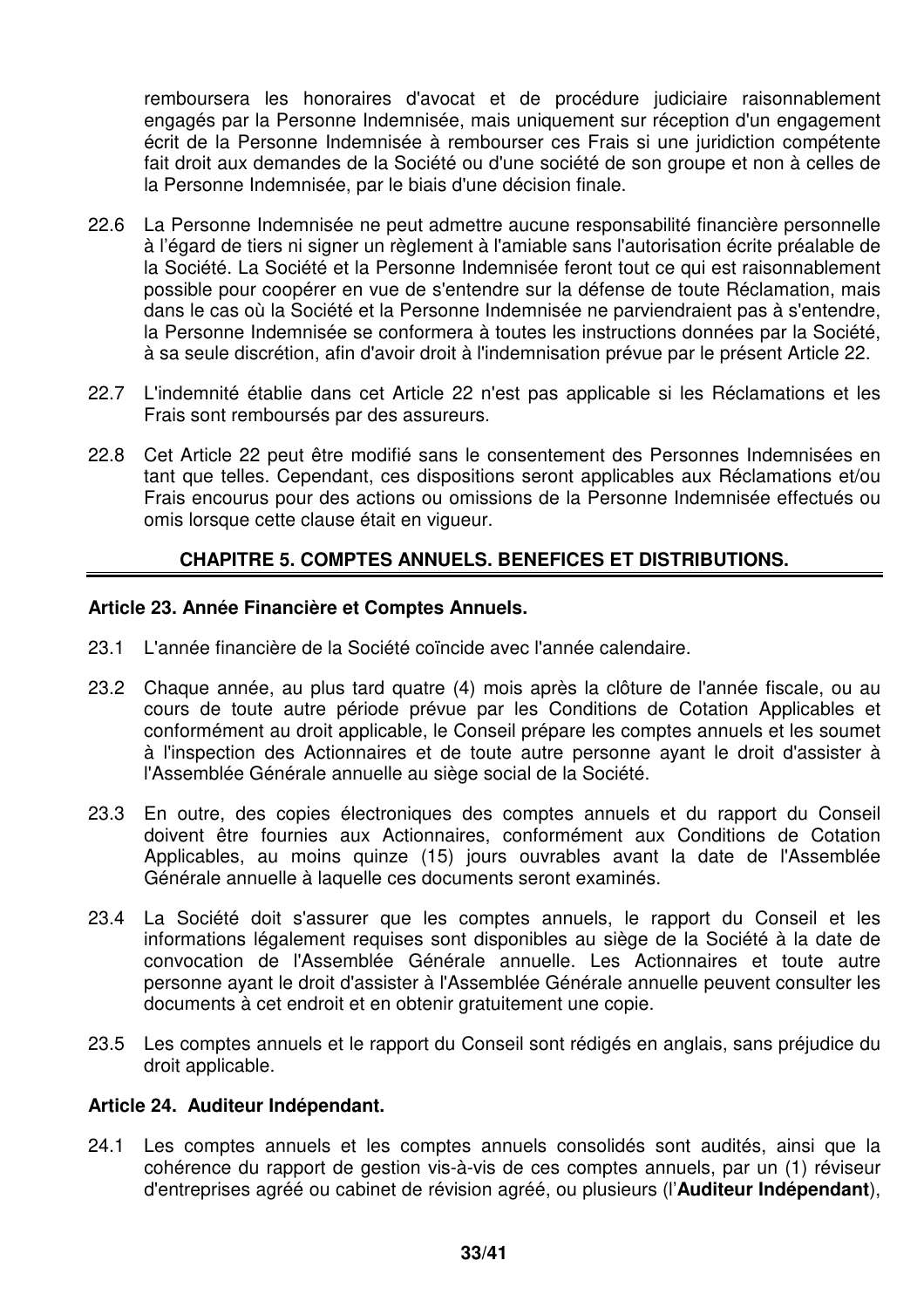remboursera les honoraires d'avocat et de procédure judiciaire raisonnablement engagés par la Personne Indemnisée, mais uniquement sur réception d'un engagement écrit de la Personne Indemnisée à rembourser ces Frais si une juridiction compétente fait droit aux demandes de la Société ou d'une société de son groupe et non à celles de la Personne Indemnisée, par le biais d'une décision finale.

22.6 La Personne Indemnisée ne peut admettre aucune responsabilité financière personnelle à l'égard de tiers ni signer un règlement à l'amiable sans l'autorisation écrite préalable de la Société. La Société et la Personne Indemnisée feront tout ce qui est raisonnablement possible pour coopérer en vue de s'entendre sur la défense de toute Réclamation, mais dans le cas où la Société et la Personne Indemnisée ne parviendraient pas à s'entendre, la Personne Indemnisée se conformera à toutes les instructions données par la Société, à sa seule discrétion, afin d'avoir droit à l'indemnisation prévue par le présent Article 22.

22.7 L'indemnité établie dans cet Article 22 n'est pas applicable si les Réclamations et les Frais sont remboursés par des assureurs.

22.8 Cet Article 22 peut être modifié sans le consentement des Personnes Indemnisées en tant que telles. Cependant, ces dispositions seront applicables aux Réclamations et/ou Frais encourus pour des actions ou omissions de la Personne Indemnisée effectués ou omis lorsque cette clause était en vigueur.

## CHAPITRE 5. COMPTES ANNUELS. BENEFICES ET DISTRIBUTIONS.

### Article 23. Année Financière et Comptes Annuels.

23.1 L'année financière de la Société coïncide avec l'année calendaire.

23.2 Chaque année, au plus tard quatre (4) mois après la clôture de l'année fiscale, ou au cours de toute autre période prévue par les Conditions de Cotation Applicables et conformément au droit applicable, le Conseil prépare les comptes annuels et les soumet à l'inspection des Actionnaires et de toute autre personne ayant le droit d'assister à l'Assemblée Générale annuelle au siège social de la Société.

23.3 En outre, des copies électroniques des comptes annuels et du rapport du Conseil doivent être fournies aux Actionnaires, conformément aux Conditions de Cotation Applicables, au moins quinze (15) jours ouvrables avant la date de l'Assemblée Générale annuelle à laquelle ces documents seront examinés.

23.4 La Société doit s'assurer que les comptes annuels, le rapport du Conseil et les informations légalement requises sont disponibles au siège de la Société à la date de convocation de l'Assemblée Générale annuelle. Les Actionnaires et toute autre personne ayant le droit d'assister à l'Assemblée Générale annuelle peuvent consulter les documents à cet endroit et en obtenir gratuitement une copie.

23.5 Les comptes annuels et le rapport du Conseil sont rédigés en anglais, sans préjudice du droit applicable.

### Article 24. Auditeur Indépendant.

24.1 Les comptes annuels et les comptes annuels consolidés sont audités, ainsi que la cohérence du rapport de gestion vis-à-vis de ces comptes annuels, par un (1) réviseur d'entreprises agréé ou cabinet de révision agréé, ou plusieurs (l'**Auditeur Indépendant**),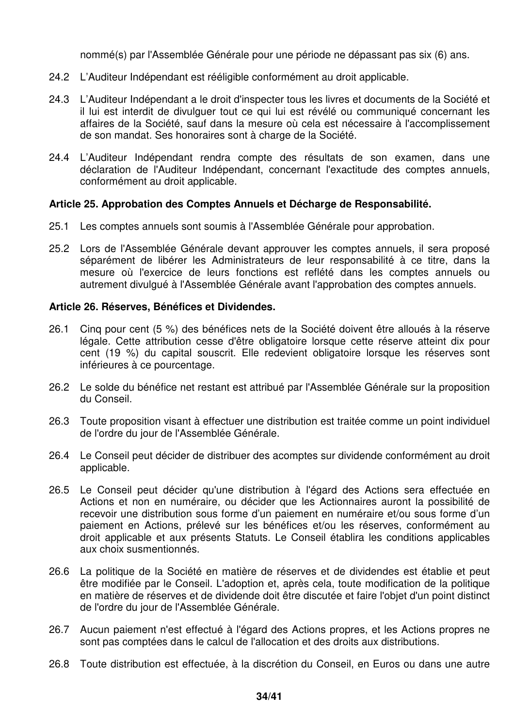nommé(s) par l'Assemblée Générale pour une période ne dépassant pas six (6) ans.

24.2 L'Auditeur Indépendant est rééligible conformément au droit applicable.

24.3 L'Auditeur Indépendant a le droit d'inspecter tous les livres et documents de la Société et il lui est interdit de divulguer tout ce qui lui est révélé ou communiqué concernant les affaires de la Société, sauf dans la mesure où cela est nécessaire à l'accomplissement de son mandat. Ses honoraires sont à charge de la Société.

24.4 L'Auditeur Indépendant rendra compte des résultats de son examen, dans une déclaration de l'Auditeur Indépendant, concernant l'exactitude des comptes annuels, conformément au droit applicable.

**Article 25. Approbation des Comptes Annuels et Décharge de Responsabilité.**

25.1 Les comptes annuels sont soumis à l'Assemblée Générale pour approbation.

25.2 Lors de l'Assemblée Générale devant approuver les comptes annuels, il sera proposé séparément de libérer les Administrateurs de leur responsabilité à ce titre, dans la mesure où l'exercice de leurs fonctions est reflété dans les comptes annuels ou autrement divulgué à l'Assemblée Générale avant l'approbation des comptes annuels.

**Article 26. Réserves, Bénéfices et Dividendes.**

26.1 Cinq pour cent (5 %) des bénéfices nets de la Société doivent être alloués à la réserve légale. Cette attribution cesse d'être obligatoire lorsque cette réserve atteint dix pour cent (19 %) du capital souscrit. Elle redevient obligatoire lorsque les réserves sont inférieures à ce pourcentage.

26.2 Le solde du bénéfice net restant est attribué par l'Assemblée Générale sur la proposition du Conseil.

26.3 Toute proposition visant à effectuer une distribution est traitée comme un point individuel de l'ordre du jour de l'Assemblée Générale.

26.4 Le Conseil peut décider de distribuer des acomptes sur dividende conformément au droit applicable.

26.5 Le Conseil peut décider qu'une distribution à l'égard des Actions sera effectuée en Actions et non en numéraire, ou décider que les Actionnaires auront la possibilité de recevoir une distribution sous forme d'un paiement en numéraire et/ou sous forme d'un paiement en Actions, prélevé sur les bénéfices et/ou les réserves, conformément au droit applicable et aux présents Statuts. Le Conseil établira les conditions applicables aux choix susmentionnés.

26.6 La politique de la Société en matière de réserves et de dividendes est établie et peut être modifiée par le Conseil. L'adoption et, après cela, toute modification de la politique en matière de réserves et de dividende doit être discutée et faire l'objet d'un point distinct de l'ordre du jour de l'Assemblée Générale.

26.7 Aucun paiement n'est effectué à l'égard des Actions propres, et les Actions propres ne sont pas comptées dans le calcul de l'allocation et des droits aux distributions.

26.8 Toute distribution est effectuée, à la discrétion du Conseil, en Euros ou dans une autre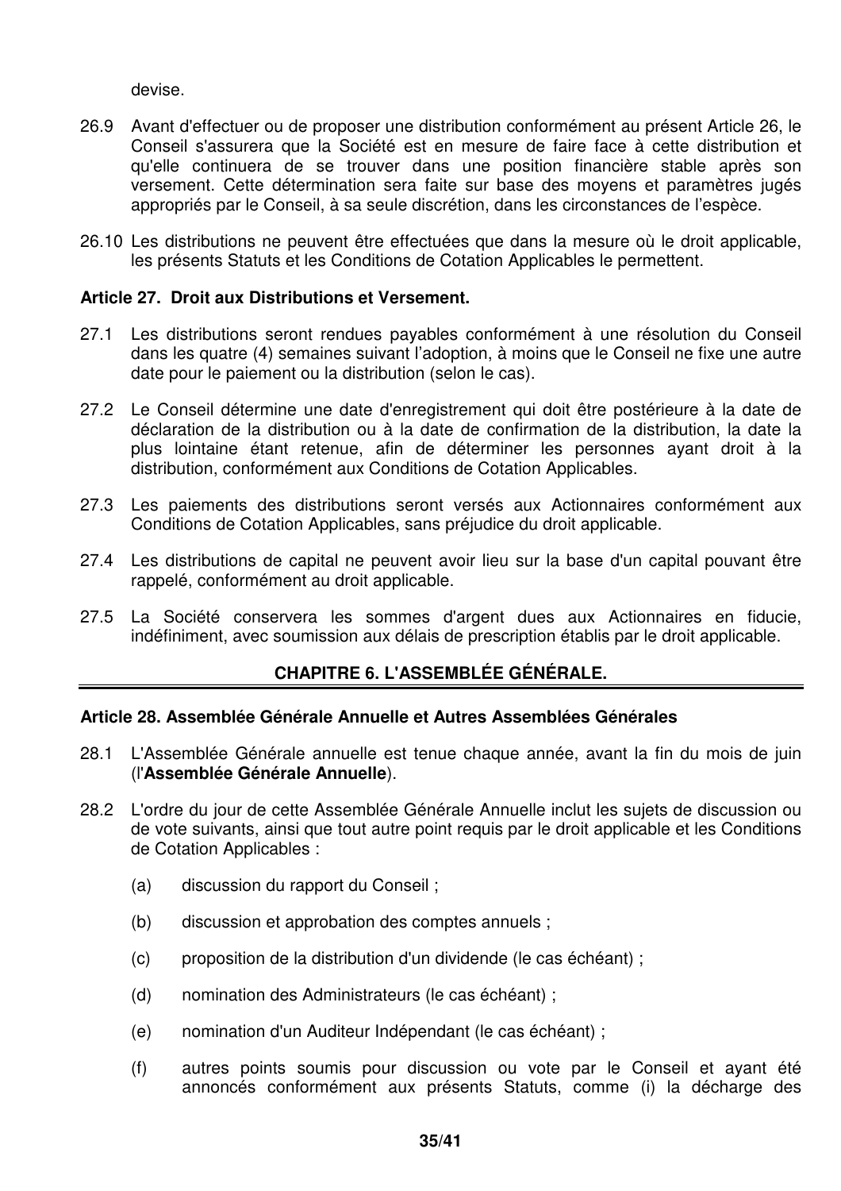devise.

26.9 Avant d'effectuer ou de proposer une distribution conformément au présent Article 26, le Conseil s'assurera que la Société est en mesure de faire face à cette distribution et qu'elle continuera de se trouver dans une position financière stable après son versement. Cette détermination sera faite sur base des moyens et paramètres jugés appropriés par le Conseil, à sa seule discrétion, dans les circonstances de l'espèce.

26.10 Les distributions ne peuvent être effectuées que dans la mesure où le droit applicable, les présents Statuts et les Conditions de Cotation Applicables le permettent.

**Article 27. Droit aux Distributions et Versement.**

27.1 Les distributions seront rendues payables conformément à une résolution du Conseil dans les quatre (4) semaines suivant l'adoption, à moins que le Conseil ne fixe une autre date pour le paiement ou la distribution (selon le cas).

27.2 Le Conseil détermine une date d'enregistrement qui doit être postérieure à la date de déclaration de la distribution ou à la date de confirmation de la distribution, la date la plus lointaine étant retenue, afin de déterminer les personnes ayant droit à la distribution, conformément aux Conditions de Cotation Applicables.

27.3 Les paiements des distributions seront versés aux Actionnaires conformément aux Conditions de Cotation Applicables, sans préjudice du droit applicable.

27.4 Les distributions de capital ne peuvent avoir lieu sur la base d'un capital pouvant être rappelé, conformément au droit applicable.

27.5 La Société conservera les sommes d'argent dues aux Actionnaires en fiducie, indéfiniment, avec soumission aux délais de prescription établis par le droit applicable.

## CHAPITRE 6. L'ASSEMBLÉE GÉNÉRALE.

**Article 28. Assemblée Générale Annuelle et Autres Assemblées Générales**

28.1 L'Assemblée Générale annuelle est tenue chaque année, avant la fin du mois de juin (l'**Assemblée Générale Annuelle**).

28.2 L'ordre du jour de cette Assemblée Générale Annuelle inclut les sujets de discussion ou de vote suivants, ainsi que tout autre point requis par le droit applicable et les Conditions de Cotation Applicables :

(a) discussion du rapport du Conseil ;

(b) discussion et approbation des comptes annuels ;

(c) proposition de la distribution d'un dividende (le cas échéant) ;

(d) nomination des Administrateurs (le cas échéant) ;

(e) nomination d'un Auditeur Indépendant (le cas échéant) ;

(f) autres points soumis pour discussion ou vote par le Conseil et ayant été annoncés conformément aux présents Statuts, comme (i) la décharge des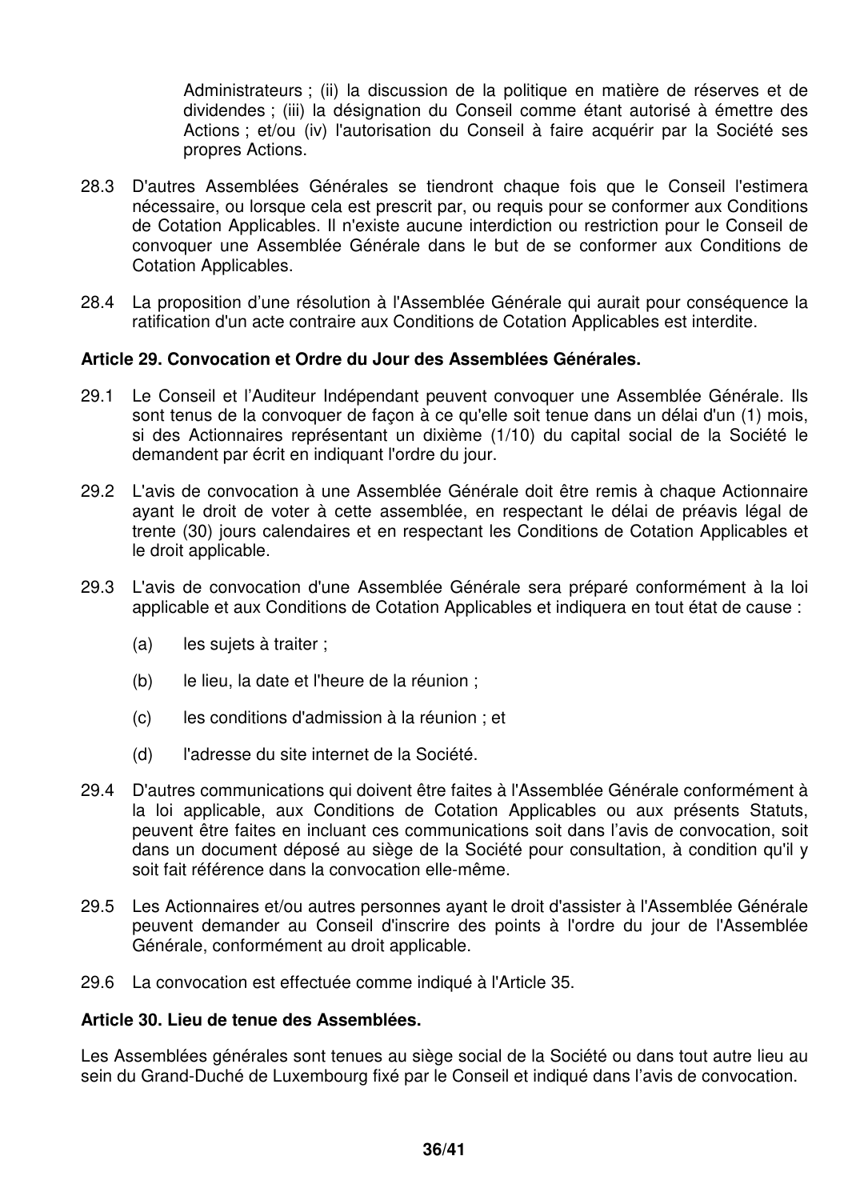Administrateurs ; (ii) la discussion de la politique en matière de réserves et de dividendes ; (iii) la désignation du Conseil comme étant autorisé à émettre des Actions ; et/ou (iv) l'autorisation du Conseil à faire acquérir par la Société ses propres Actions.

28.3 D'autres Assemblées Générales se tiendront chaque fois que le Conseil l'estimera nécessaire, ou lorsque cela est prescrit par, ou requis pour se conformer aux Conditions de Cotation Applicables. Il n'existe aucune interdiction ou restriction pour le Conseil de convoquer une Assemblée Générale dans le but de se conformer aux Conditions de Cotation Applicables.

28.4 La proposition d'une résolution à l'Assemblée Générale qui aurait pour conséquence la ratification d'un acte contraire aux Conditions de Cotation Applicables est interdite.

**Article 29. Convocation et Ordre du Jour des Assemblées Générales.**

29.1 Le Conseil et l'Auditeur Indépendant peuvent convoquer une Assemblée Générale. Ils sont tenus de la convoquer de façon à ce qu'elle soit tenue dans un délai d'un (1) mois, si des Actionnaires représentant un dixième (1/10) du capital social de la Société le demandent par écrit en indiquant l'ordre du jour.

29.2 L'avis de convocation à une Assemblée Générale doit être remis à chaque Actionnaire ayant le droit de voter à cette assemblée, en respectant le délai de préavis légal de trente (30) jours calendaires et en respectant les Conditions de Cotation Applicables et le droit applicable.

29.3 L'avis de convocation d'une Assemblée Générale sera préparé conformément à la loi applicable et aux Conditions de Cotation Applicables et indiquera en tout état de cause :

(a) les sujets à traiter ;

(b) le lieu, la date et l'heure de la réunion ;

(c) les conditions d'admission à la réunion ; et

(d) l'adresse du site internet de la Société.

29.4 D'autres communications qui doivent être faites à l'Assemblée Générale conformément à la loi applicable, aux Conditions de Cotation Applicables ou aux présents Statuts, peuvent être faites en incluant ces communications soit dans l'avis de convocation, soit dans un document déposé au siège de la Société pour consultation, à condition qu'il y soit fait référence dans la convocation elle-même.

29.5 Les Actionnaires et/ou autres personnes ayant le droit d'assister à l'Assemblée Générale peuvent demander au Conseil d'inscrire des points à l'ordre du jour de l'Assemblée Générale, conformément au droit applicable.

29.6 La convocation est effectuée comme indiqué à l'Article 35.

**Article 30. Lieu de tenue des Assemblées.**

Les Assemblées générales sont tenues au siège social de la Société ou dans tout autre lieu au sein du Grand-Duché de Luxembourg fixé par le Conseil et indiqué dans l'avis de convocation.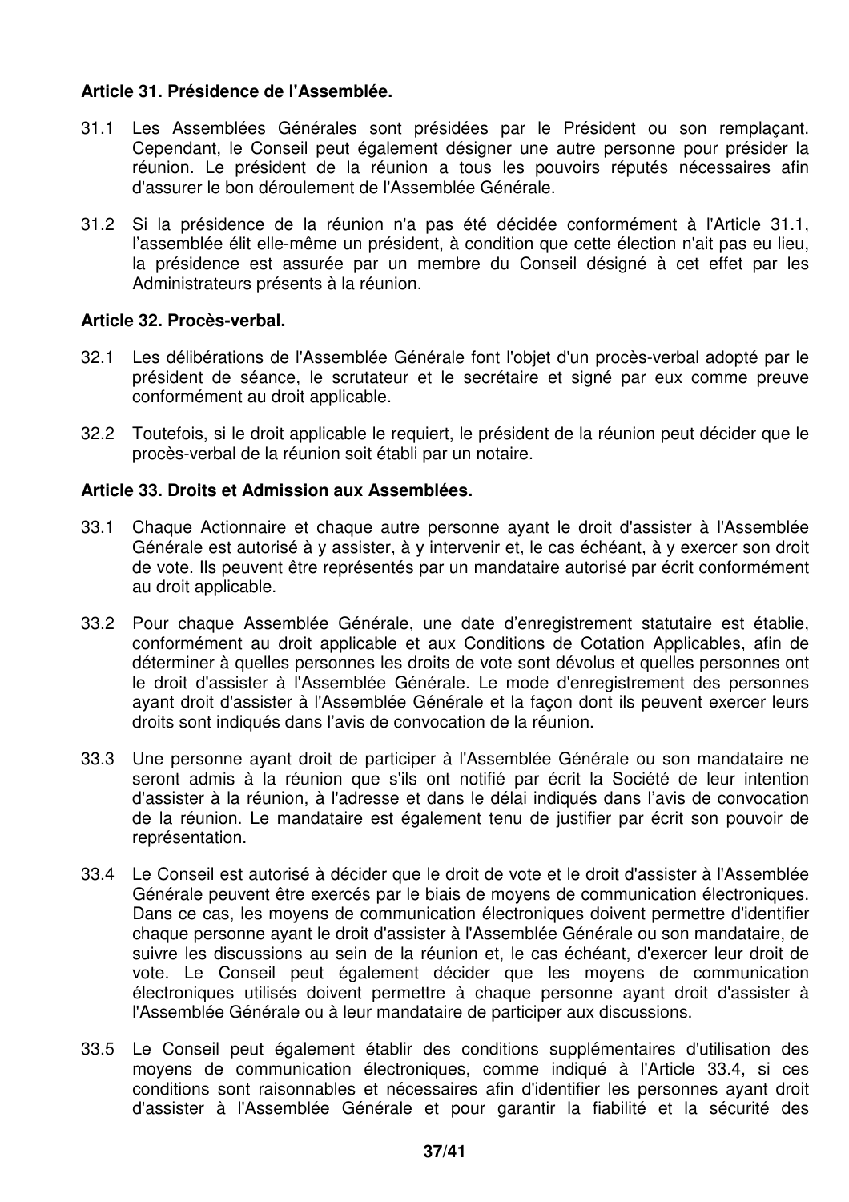**Article 31. Présidence de l'Assemblée.**

31.1 Les Assemblées Générales sont présidées par le Président ou son remplaçant. Cependant, le Conseil peut également désigner une autre personne pour présider la réunion. Le président de la réunion a tous les pouvoirs réputés nécessaires afin d'assurer le bon déroulement de l'Assemblée Générale.

31.2 Si la présidence de la réunion n'a pas été décidée conformément à l'Article 31.1, l'assemblée élit elle-même un président, à condition que cette élection n'ait pas eu lieu, la présidence est assurée par un membre du Conseil désigné à cet effet par les Administrateurs présents à la réunion.

**Article 32. Procès-verbal.**

32.1 Les délibérations de l'Assemblée Générale font l'objet d'un procès-verbal adopté par le président de séance, le scrutateur et le secrétaire et signé par eux comme preuve conformément au droit applicable.

32.2 Toutefois, si le droit applicable le requiert, le président de la réunion peut décider que le procès-verbal de la réunion soit établi par un notaire.

**Article 33. Droits et Admission aux Assemblées.**

33.1 Chaque Actionnaire et chaque autre personne ayant le droit d'assister à l'Assemblée Générale est autorisé à y assister, à y intervenir et, le cas échéant, à y exercer son droit de vote. Ils peuvent être représentés par un mandataire autorisé par écrit conformément au droit applicable.

33.2 Pour chaque Assemblée Générale, une date d'enregistrement statutaire est établie, conformément au droit applicable et aux Conditions de Cotation Applicables, afin de déterminer à quelles personnes les droits de vote sont dévolus et quelles personnes ont le droit d'assister à l'Assemblée Générale. Le mode d'enregistrement des personnes ayant droit d'assister à l'Assemblée Générale et la façon dont ils peuvent exercer leurs droits sont indiqués dans l'avis de convocation de la réunion.

33.3 Une personne ayant droit de participer à l'Assemblée Générale ou son mandataire ne seront admis à la réunion que s'ils ont notifié par écrit la Société de leur intention d'assister à la réunion, à l'adresse et dans le délai indiqués dans l'avis de convocation de la réunion. Le mandataire est également tenu de justifier par écrit son pouvoir de représentation.

33.4 Le Conseil est autorisé à décider que le droit de vote et le droit d'assister à l'Assemblée Générale peuvent être exercés par le biais de moyens de communication électroniques. Dans ce cas, les moyens de communication électroniques doivent permettre d'identifier chaque personne ayant le droit d'assister à l'Assemblée Générale ou son mandataire, de suivre les discussions au sein de la réunion et, le cas échéant, d'exercer leur droit de vote. Le Conseil peut également décider que les moyens de communication électroniques utilisés doivent permettre à chaque personne ayant droit d'assister à l'Assemblée Générale ou à leur mandataire de participer aux discussions.

33.5 Le Conseil peut également établir des conditions supplémentaires d'utilisation des moyens de communication électroniques, comme indiqué à l'Article 33.4, si ces conditions sont raisonnables et nécessaires afin d'identifier les personnes ayant droit d'assister à l'Assemblée Générale et pour garantir la fiabilité et la sécurité des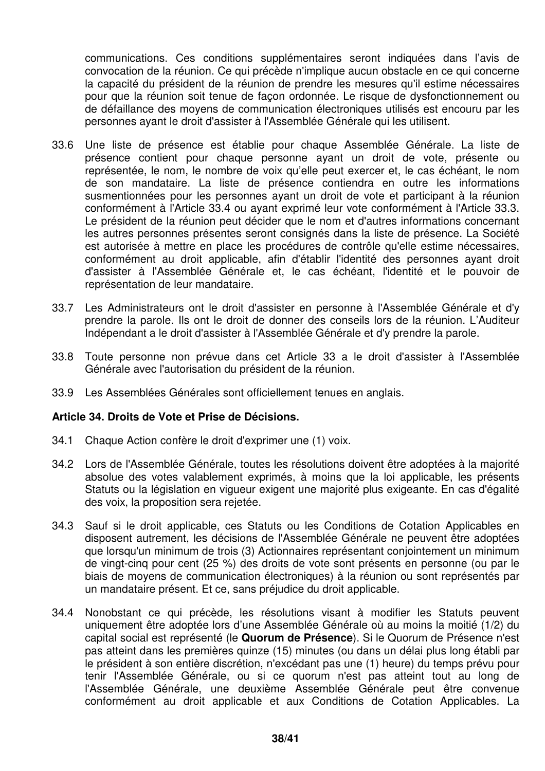communications. Ces conditions supplémentaires seront indiquées dans l'avis de convocation de la réunion. Ce qui précède n'implique aucun obstacle en ce qui concerne la capacité du président de la réunion de prendre les mesures qu'il estime nécessaires pour que la réunion soit tenue de façon ordonnée. Le risque de dysfonctionnement ou de défaillance des moyens de communication électroniques utilisés est encouru par les personnes ayant le droit d'assister à l'Assemblée Générale qui les utilisent.

33.6 Une liste de présence est établie pour chaque Assemblée Générale. La liste de présence contient pour chaque personne ayant un droit de vote, présente ou représentée, le nom, le nombre de voix qu'elle peut exercer et, le cas échéant, le nom de son mandataire. La liste de présence contiendra en outre les informations susmentionnées pour les personnes ayant un droit de vote et participant à la réunion conformément à l'Article 33.4 ou ayant exprimé leur vote conformément à l'Article 33.3. Le président de la réunion peut décider que le nom et d'autres informations concernant les autres personnes présentes seront consignés dans la liste de présence. La Société est autorisée à mettre en place les procédures de contrôle qu'elle estime nécessaires, conformément au droit applicable, afin d'établir l'identité des personnes ayant droit d'assister à l'Assemblée Générale et, le cas échéant, l'identité et le pouvoir de représentation de leur mandataire.

33.7 Les Administrateurs ont le droit d'assister en personne à l'Assemblée Générale et d'y prendre la parole. Ils ont le droit de donner des conseils lors de la réunion. L'Auditeur Indépendant a le droit d'assister à l'Assemblée Générale et d'y prendre la parole.

33.8 Toute personne non prévue dans cet Article 33 a le droit d'assister à l'Assemblée Générale avec l'autorisation du président de la réunion.

33.9 Les Assemblées Générales sont officiellement tenues en anglais.

**Article 34. Droits de Vote et Prise de Décisions.**

34.1 Chaque Action confère le droit d'exprimer une (1) voix.

34.2 Lors de l'Assemblée Générale, toutes les résolutions doivent être adoptées à la majorité absolue des votes valablement exprimés, à moins que la loi applicable, les présents Statuts ou la législation en vigueur exigent une majorité plus exigeante. En cas d'égalité des voix, la proposition sera rejetée.

34.3 Sauf si le droit applicable, ces Statuts ou les Conditions de Cotation Applicables en disposent autrement, les décisions de l'Assemblée Générale ne peuvent être adoptées que lorsqu'un minimum de trois (3) Actionnaires représentant conjointement un minimum de vingt-cinq pour cent (25 %) des droits de vote sont présents en personne (ou par le biais de moyens de communication électroniques) à la réunion ou sont représentés par un mandataire présent. Et ce, sans préjudice du droit applicable.

34.4 Nonobstant ce qui précède, les résolutions visant à modifier les Statuts peuvent uniquement être adoptée lors d'une Assemblée Générale où au moins la moitié (1/2) du capital social est représenté (le **Quorum de Présence**). Si le Quorum de Présence n'est pas atteint dans les premières quinze (15) minutes (ou dans un délai plus long établi par le président à son entière discrétion, n'excédant pas une (1) heure) du temps prévu pour tenir l'Assemblée Générale, ou si ce quorum n'est pas atteint tout au long de l'Assemblée Générale, une deuxième Assemblée Générale peut être convenue conformément au droit applicable et aux Conditions de Cotation Applicables. La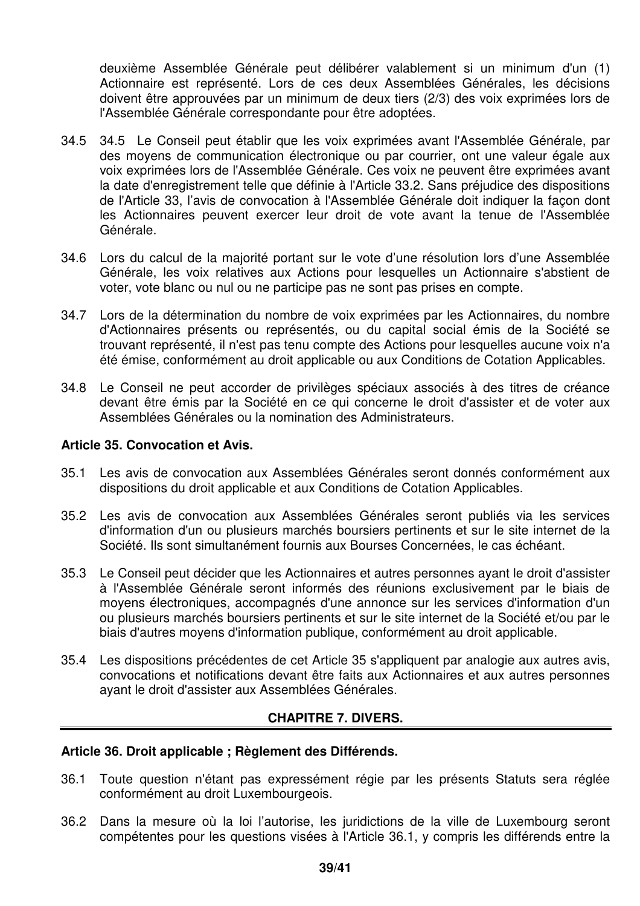deuxième Assemblée Générale peut délibérer valablement si un minimum d'un (1) Actionnaire est représenté. Lors de ces deux Assemblées Générales, les décisions doivent être approuvées par un minimum de deux tiers (2/3) des voix exprimées lors de l'Assemblée Générale correspondante pour être adoptées.

34.5 34.5 Le Conseil peut établir que les voix exprimées avant l'Assemblée Générale, par des moyens de communication électronique ou par courrier, ont une valeur égale aux voix exprimées lors de l'Assemblée Générale. Ces voix ne peuvent être exprimées avant la date d'enregistrement telle que définie à l'Article 33.2. Sans préjudice des dispositions de l'Article 33, l'avis de convocation à l'Assemblée Générale doit indiquer la façon dont les Actionnaires peuvent exercer leur droit de vote avant la tenue de l'Assemblée Générale.

34.6 Lors du calcul de la majorité portant sur le vote d'une résolution lors d'une Assemblée Générale, les voix relatives aux Actions pour lesquelles un Actionnaire s'abstient de voter, vote blanc ou nul ou ne participe pas ne sont pas prises en compte.

34.7 Lors de la détermination du nombre de voix exprimées par les Actionnaires, du nombre d'Actionnaires présents ou représentés, ou du capital social émis de la Société se trouvant représenté, il n'est pas tenu compte des Actions pour lesquelles aucune voix n'a été émise, conformément au droit applicable ou aux Conditions de Cotation Applicables.

34.8 Le Conseil ne peut accorder de privilèges spéciaux associés à des titres de créance devant être émis par la Société en ce qui concerne le droit d'assister et de voter aux Assemblées Générales ou la nomination des Administrateurs.

**Article 35. Convocation et Avis.**

35.1 Les avis de convocation aux Assemblées Générales seront donnés conformément aux dispositions du droit applicable et aux Conditions de Cotation Applicables.

35.2 Les avis de convocation aux Assemblées Générales seront publiés via les services d'information d'un ou plusieurs marchés boursiers pertinents et sur le site internet de la Société. Ils sont simultanément fournis aux Bourses Concernées, le cas échéant.

35.3 Le Conseil peut décider que les Actionnaires et autres personnes ayant le droit d'assister à l'Assemblée Générale seront informés des réunions exclusivement par le biais de moyens électroniques, accompagnés d'une annonce sur les services d'information d'un ou plusieurs marchés boursiers pertinents et sur le site internet de la Société et/ou par le biais d'autres moyens d'information publique, conformément au droit applicable.

35.4 Les dispositions précédentes de cet Article 35 s'appliquent par analogie aux autres avis, convocations et notifications devant être faits aux Actionnaires et aux autres personnes ayant le droit d'assister aux Assemblées Générales.

## CHAPITRE 7. DIVERS.

**Article 36. Droit applicable ; Règlement des Différends.**

36.1 Toute question n'étant pas expressément régie par les présents Statuts sera réglée conformément au droit Luxembourgeois.

36.2 Dans la mesure où la loi l'autorise, les juridictions de la ville de Luxembourg seront compétentes pour les questions visées à l'Article 36.1, y compris les différends entre la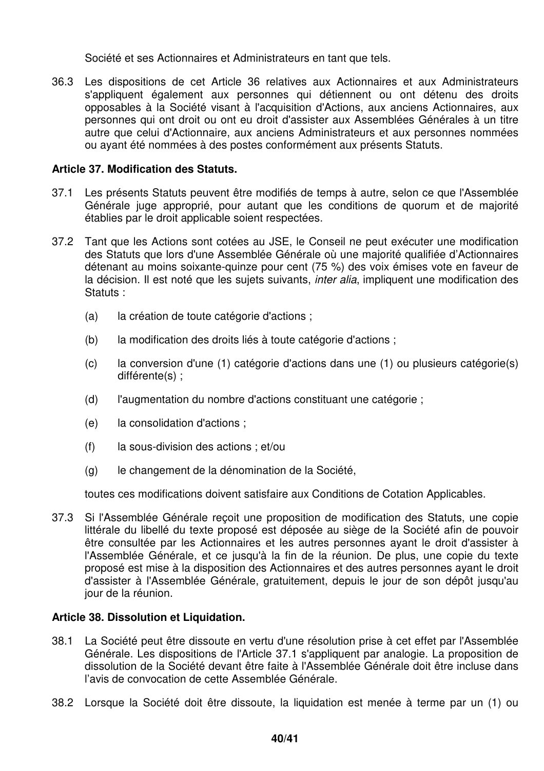Société et ses Actionnaires et Administrateurs en tant que tels.

36.3 Les dispositions de cet Article 36 relatives aux Actionnaires et aux Administrateurs s'appliquent également aux personnes qui détiennent ou ont détenu des droits opposables à la Société visant à l'acquisition d'Actions, aux anciens Actionnaires, aux personnes qui ont droit ou ont eu droit d'assister aux Assemblées Générales à un titre autre que celui d'Actionnaire, aux anciens Administrateurs et aux personnes nommées ou ayant été nommées à des postes conformément aux présents Statuts.

**Article 37. Modification des Statuts.**

37.1 Les présents Statuts peuvent être modifiés de temps à autre, selon ce que l'Assemblée Générale juge approprié, pour autant que les conditions de quorum et de majorité établies par le droit applicable soient respectées.

37.2 Tant que les Actions sont cotées au JSE, le Conseil ne peut exécuter une modification des Statuts que lors d'une Assemblée Générale où une majorité qualifiée d'Actionnaires détenant au moins soixante-quinze pour cent (75 %) des voix émises vote en faveur de la décision. Il est noté que les sujets suivants, *inter alia*, impliquent une modification des Statuts :

(a) la création de toute catégorie d'actions ;

(b) la modification des droits liés à toute catégorie d'actions ;

(c) la conversion d'une (1) catégorie d'actions dans une (1) ou plusieurs catégorie(s) différente(s) ;

(d) l'augmentation du nombre d'actions constituant une catégorie ;

(e) la consolidation d'actions ;

(f) la sous-division des actions ; et/ou

(g) le changement de la dénomination de la Société,

toutes ces modifications doivent satisfaire aux Conditions de Cotation Applicables.

37.3 Si l'Assemblée Générale reçoit une proposition de modification des Statuts, une copie littérale du libellé du texte proposé est déposée au siège de la Société afin de pouvoir être consultée par les Actionnaires et les autres personnes ayant le droit d'assister à l'Assemblée Générale, et ce jusqu'à la fin de la réunion. De plus, une copie du texte proposé est mise à la disposition des Actionnaires et des autres personnes ayant le droit d'assister à l'Assemblée Générale, gratuitement, depuis le jour de son dépôt jusqu'au jour de la réunion.

**Article 38. Dissolution et Liquidation.**

38.1 La Société peut être dissoute en vertu d'une résolution prise à cet effet par l'Assemblée Générale. Les dispositions de l'Article 37.1 s'appliquent par analogie. La proposition de dissolution de la Société devant être faite à l'Assemblée Générale doit être incluse dans l'avis de convocation de cette Assemblée Générale.

38.2 Lorsque la Société doit être dissoute, la liquidation est menée à terme par un (1) ou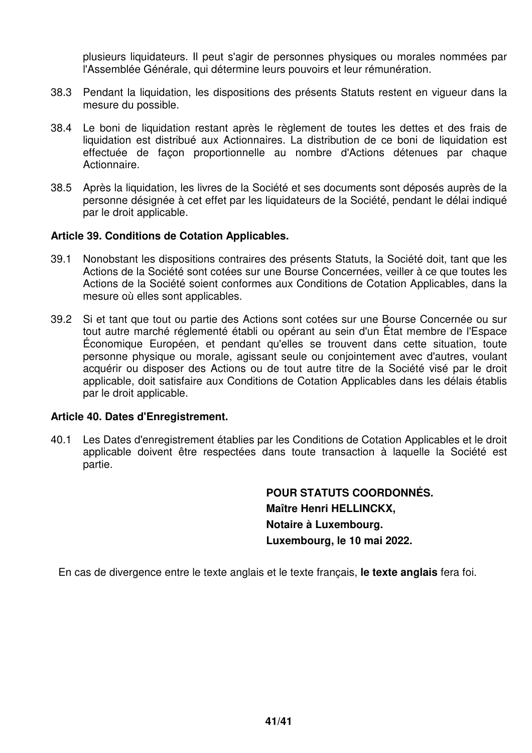plusieurs liquidateurs. Il peut s'agir de personnes physiques ou morales nommées par l'Assemblée Générale, qui détermine leurs pouvoirs et leur rémunération.

38.3 Pendant la liquidation, les dispositions des présents Statuts restent en vigueur dans la mesure du possible.

38.4 Le boni de liquidation restant après le règlement de toutes les dettes et des frais de liquidation est distribué aux Actionnaires. La distribution de ce boni de liquidation est effectuée de façon proportionnelle au nombre d'Actions détenues par chaque Actionnaire.

38.5 Après la liquidation, les livres de la Société et ses documents sont déposés auprès de la personne désignée à cet effet par les liquidateurs de la Société, pendant le délai indiqué par le droit applicable.

**Article 39. Conditions de Cotation Applicables.**

39.1 Nonobstant les dispositions contraires des présents Statuts, la Société doit, tant que les Actions de la Société sont cotées sur une Bourse Concernées, veiller à ce que toutes les Actions de la Société soient conformes aux Conditions de Cotation Applicables, dans la mesure où elles sont applicables.

39.2 Si et tant que tout ou partie des Actions sont cotées sur une Bourse Concernée ou sur tout autre marché réglementé établi ou opérant au sein d'un État membre de l'Espace Économique Européen, et pendant qu'elles se trouvent dans cette situation, toute personne physique ou morale, agissant seule ou conjointement avec d'autres, voulant acquérir ou disposer des Actions ou de tout autre titre de la Société visé par le droit applicable, doit satisfaire aux Conditions de Cotation Applicables dans les délais établis par le droit applicable.

**Article 40. Dates d'Enregistrement.**

40.1 Les Dates d'enregistrement établies par les Conditions de Cotation Applicables et le droit applicable doivent être respectées dans toute transaction à laquelle la Société est partie.

**POUR STATUTS COORDONNÉS.**
**Maître Henri HELLINCKX,**
**Notaire à Luxembourg.**
**Luxembourg, le 10 mai 2022.**

En cas de divergence entre le texte anglais et le texte français, **le texte anglais** fera foi.